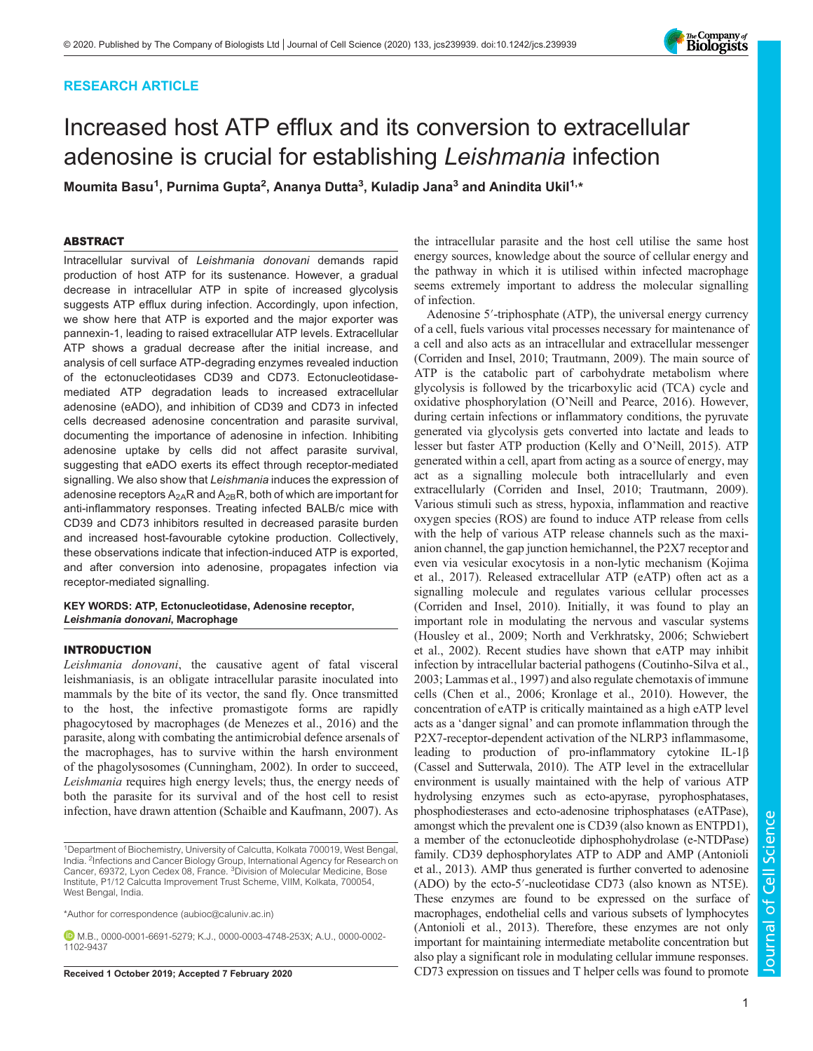RESEARCH ARTICLE

# Increased host ATP efflux and its conversion to extracellular adenosine is crucial for establishing *Leishmania* infection

**Moumita Basu[1], Purnima Gupta[2], Ananya Dutta[3], Kuladip Jana[3] and Anindita Ukil[1,*]**

## ABSTRACT

Intracellular survival of *Leishmania donovani* demands rapid production of host ATP for its sustenance. However, a gradual decrease in intracellular ATP in spite of increased glycolysis suggests ATP efflux during infection. Accordingly, upon infection, we show here that ATP is exported and the major exporter was pannexin-1, leading to raised extracellular ATP levels. Extracellular ATP shows a gradual decrease after the initial increase, and analysis of cell surface ATP-degrading enzymes revealed induction of the ectonucleotidases CD39 and CD73. Ectonucleotidase-mediated ATP degradation leads to increased extracellular adenosine (eADO), and inhibition of CD39 and CD73 in infected cells decreased adenosine concentration and parasite survival, documenting the importance of adenosine in infection. Inhibiting adenosine uptake by cells did not affect parasite survival, suggesting that eADO exerts its effect through receptor-mediated signalling. We also show that *Leishmania* induces the expression of adenosine receptors $A_{2A}R$ and $A_{2B}R$, both of which are important for anti-inflammatory responses. Treating infected BALB/c mice with CD39 and CD73 inhibitors resulted in decreased parasite burden and increased host-favourable cytokine production. Collectively, these observations indicate that infection-induced ATP is exported, and after conversion into adenosine, propagates infection via receptor-mediated signalling.

**KEY WORDS: ATP, Ectonucleotidase, Adenosine receptor, *Leishmania donovani*, Macrophage**

## INTRODUCTION

*Leishmania donovani*, the causative agent of fatal visceral leishmaniasis, is an obligate intracellular parasite inoculated into mammals by the bite of its vector, the sand fly. Once transmitted to the host, the infective promastigote forms are rapidly phagocytosed by macrophages (de Menezes et al., 2016) and the parasite, along with combating the antimicrobial defence arsenals of the macrophages, has to survive within the harsh environment of the phagolysosomes (Cunningham, 2002). In order to succeed, *Leishmania* requires high energy levels; thus, the energy needs of both the parasite for its survival and of the host cell to resist infection, have drawn attention (Schaible and Kaufmann, 2007). As the intracellular parasite and the host cell utilise the same host energy sources, knowledge about the source of cellular energy and the pathway in which it is utilised within infected macrophage seems extremely important to address the molecular signalling of infection.

Adenosine 5′-triphosphate (ATP), the universal energy currency of a cell, fuels various vital processes necessary for maintenance of a cell and also acts as an intracellular and extracellular messenger (Corriden and Insel, 2010; Trautmann, 2009). The main source of ATP is the catabolic part of carbohydrate metabolism where glycolysis is followed by the tricarboxylic acid (TCA) cycle and oxidative phosphorylation (O'Neill and Pearce, 2016). However, during certain infections or inflammatory conditions, the pyruvate generated via glycolysis gets converted into lactate and leads to lesser but faster ATP production (Kelly and O'Neill, 2015). ATP generated within a cell, apart from acting as a source of energy, may act as a signalling molecule both intracellularly and even extracellularly (Corriden and Insel, 2010; Trautmann, 2009). Various stimuli such as stress, hypoxia, inflammation and reactive oxygen species (ROS) are found to induce ATP release from cells with the help of various ATP release channels such as the maxi-anion channel, the gap junction hemichannel, the P2X7 receptor and even via vesicular exocytosis in a non-lytic mechanism (Kojima et al., 2017). Released extracellular ATP (eATP) often act as a signalling molecule and regulates various cellular processes (Corriden and Insel, 2010). Initially, it was found to play an important role in modulating the nervous and vascular systems (Housley et al., 2009; North and Verkhratsky, 2006; Schwiebert et al., 2002). Recent studies have shown that eATP may inhibit infection by intracellular bacterial pathogens (Coutinho-Silva et al., 2003; Lammas et al., 1997) and also regulate chemotaxis of immune cells (Chen et al., 2006; Kronlage et al., 2010). However, the concentration of eATP is critically maintained as a high eATP level acts as a 'danger signal' and can promote inflammation through the P2X7-receptor-dependent activation of the NLRP3 inflammasome, leading to production of pro-inflammatory cytokine IL-1β (Cassel and Sutterwala, 2010). The ATP level in the extracellular environment is usually maintained with the help of various ATP hydrolysing enzymes such as ecto-apyrase, pyrophosphatases, phosphodiesterases and ecto-adenosine triphosphatases (eATPase), amongst which the prevalent one is CD39 (also known as ENTPD1), a member of the ectonucleotide diphosphohydrolase (e-NTDPase) family. CD39 dephosphorylates ATP to ADP and AMP (Antonioli et al., 2013). AMP thus generated is further converted to adenosine (ADO) by the ecto-5′-nucleotidase CD73 (also known as NT5E). These enzymes are found to be expressed on the surface of macrophages, endothelial cells and various subsets of lymphocytes (Antonioli et al., 2013). Therefore, these enzymes are not only important for maintaining intermediate metabolite concentration but also play a significant role in modulating cellular immune responses. CD73 expression on tissues and T helper cells was found to promote

[1]Department of Biochemistry, University of Calcutta, Kolkata 700019, West Bengal, India. [2]Infections and Cancer Biology Group, International Agency for Research on Cancer, 69372, Lyon Cedex 08, France. [3]Division of Molecular Medicine, Bose Institute, P1/12 Calcutta Improvement Trust Scheme, VIIM, Kolkata, 700054, West Bengal, India.

*Author for correspondence (aubioc@caluniv.ac.in)

M.B., 0000-0001-6691-5279; K.J., 0000-0003-4748-253X; A.U., 0000-0002-1102-9437

**Received 1 October 2019; Accepted 7 February 2020**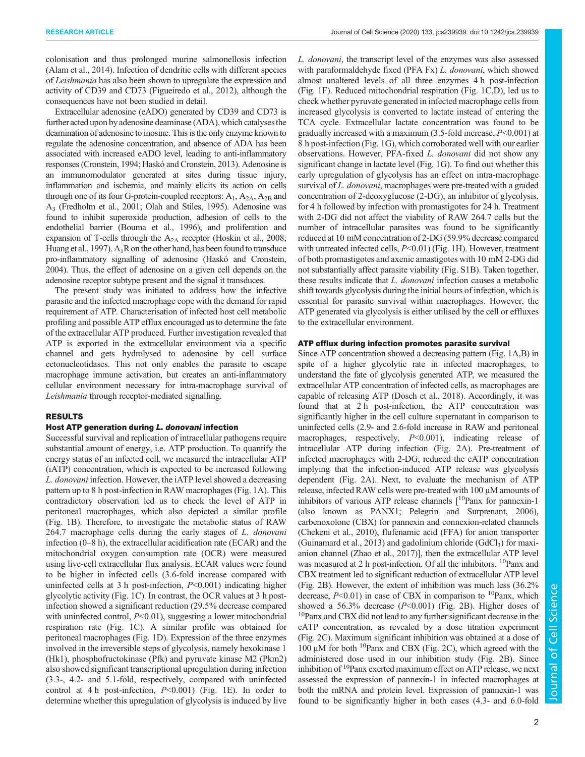colonisation and thus prolonged murine salmonellosis infection (Alam et al., 2014). Infection of dendritic cells with different species of *Leishmania* has also been shown to upregulate the expression and activity of CD39 and CD73 (Figueiredo et al., 2012), although the consequences have not been studied in detail.

Extracellular adenosine (eADO) generated by CD39 and CD73 is further acted upon by adenosine deaminase (ADA), which catalyses the deamination of adenosine to inosine. This is the only enzyme known to regulate the adenosine concentration, and absence of ADA has been associated with increased eADO level, leading to anti-inflammatory responses (Cronstein, 1994; Haskó and Cronstein, 2013). Adenosine is an immunomodulator generated at sites during tissue injury, inflammation and ischemia, and mainly elicits its action on cells through one of its four G-protein-coupled receptors: $A_1$, $A_{2A}$, $A_{2B}$ and $A_3$ (Fredholm et al., 2001; Olah and Stiles, 1995). Adenosine was found to inhibit superoxide production, adhesion of cells to the endothelial barrier (Bouma et al., 1996), and proliferation and expansion of T-cells through the $A_{2A}$ receptor (Hoskin et al., 2008; Huang et al., 1997). $A_1R$ on the other hand, has been found to transduce pro-inflammatory signalling of adenosine (Haskó and Cronstein, 2004). Thus, the effect of adenosine on a given cell depends on the adenosine receptor subtype present and the signal it transduces.

The present study was initiated to address how the infective parasite and the infected macrophage cope with the demand for rapid requirement of ATP. Characterisation of infected host cell metabolic profiling and possible ATP efflux encouraged us to determine the fate of the extracellular ATP produced. Further investigation revealed that ATP is exported in the extracellular environment via a specific channel and gets hydrolysed to adenosine by cell surface ectonucleotidases. This not only enables the parasite to escape macrophage immune activation, but creates an anti-inflammatory cellular environment necessary for intra-macrophage survival of *Leishmania* through receptor-mediated signalling.

## RESULTS

### Host ATP generation during *L. donovani* infection

Successful survival and replication of intracellular pathogens require substantial amount of energy, i.e. ATP production. To quantify the energy status of an infected cell, we measured the intracellular ATP (iATP) concentration, which is expected to be increased following *L. donovani* infection. However, the iATP level showed a decreasing pattern up to 8 h post-infection in RAW macrophages (Fig. 1A). This contradictory observation led us to check the level of ATP in peritoneal macrophages, which also depicted a similar pattern (Fig. 1B). Therefore, to investigate the metabolic status of RAW 264.7 macrophage cells during the early stages of *L. donovani* infection (0–8 h), the extracellular acidification rate (ECAR) and the mitochondrial oxygen consumption rate (OCR) were measured using live-cell extracellular flux analysis. ECAR values were found to be higher in infected cells (3.6-fold increase compared with uninfected cells at 3 h post-infection, $P<0.001$) indicating higher glycolytic activity (Fig. 1C). In contrast, the OCR values at 3 h post-infection showed a significant reduction (29.5% decrease compared with uninfected control, $P<0.01$), suggesting a lower mitochondrial respiration rate (Fig. 1C). A similar profile was obtained for peritoneal macrophages (Fig. 1D). Expression of the three enzymes involved in the irreversible steps of glycolysis, namely hexokinase 1 (Hk1), phosphofructokinase (Pfk) and pyruvate kinase M2 (Pkm2) also showed significant transcriptional upregulation during infection (3.3-, 4.2- and 5.1-fold, respectively, compared with uninfected control at 4 h post-infection, $P<0.001$) (Fig. 1E). In order to determine whether this upregulation of glycolysis is induced by live *L. donovani*, the transcript level of the enzymes was also assessed with paraformaldehyde fixed (PFA Fx) *L. donovani*, which showed almost unaltered levels of all three enzymes 4 h post-infection (Fig. 1F). Reduced mitochondrial respiration (Fig. 1C,D), led us to check whether pyruvate generated in infected macrophage cells from increased glycolysis is converted to lactate instead of entering the TCA cycle. Extracellular lactate concentration was found to be gradually increased with a maximum (3.5-fold increase, $P<0.001$) at 8 h post-infection (Fig. 1G), which corroborated well with our earlier observations. However, PFA-fixed *L. donovani* did not show any significant change in lactate level (Fig. 1G). To find out whether this early upregulation of glycolysis has an effect on intra-macrophage survival of *L. donovani*, macrophages were pre-treated with a graded concentration of 2-deoxyglucose (2-DG), an inhibitor of glycolysis, for 4 h followed by infection with promastigotes for 24 h. Treatment with 2-DG did not affect the viability of RAW 264.7 cells but the number of intracellular parasites was found to be significantly reduced at 10 mM concentration of 2-DG (59.9% decrease compared with untreated infected cells, $P<0.01$) (Fig. 1H). However, treatment of both promastigotes and axenic amastigotes with 10 mM 2-DG did not substantially affect parasite viability (Fig. S1B). Taken together, these results indicate that *L. donovani* infection causes a metabolic shift towards glycolysis during the initial hours of infection, which is essential for parasite survival within macrophages. However, the ATP generated via glycolysis is either utilised by the cell or effluxes to the extracellular environment.

### ATP efflux during infection promotes parasite survival

Since ATP concentration showed a decreasing pattern (Fig. 1A,B) in spite of a higher glycolytic rate in infected macrophages, to understand the fate of glycolysis generated ATP, we measured the extracellular ATP concentration of infected cells, as macrophages are capable of releasing ATP (Dosch et al., 2018). Accordingly, it was found that at 2 h post-infection, the ATP concentration was significantly higher in the cell culture supernatant in comparison to uninfected cells (2.9- and 2.6-fold increase in RAW and peritoneal macrophages, respectively, $P<0.001$), indicating release of intracellular ATP during infection (Fig. 2A). Pre-treatment of infected macrophages with 2-DG, reduced the eATP concentration implying that the infection-induced ATP release was glycolysis dependent (Fig. 2A). Next, to evaluate the mechanism of ATP release, infected RAW cells were pre-treated with 100 µM amounts of inhibitors of various ATP release channels [$^{10}$Panx for pannexin-1 (also known as PANX1; Pelegrin and Surprenant, 2006), carbenoxolone (CBX) for pannexin and connexion-related channels (Chekeni et al., 2010), flufenamic acid (FFA) for anion transporter (Guinamard et al., 2013) and gadolinium chloride ($GdCl_3$) for maxi-anion channel (Zhao et al., 2017)], then the extracellular ATP level was measured at 2 h post-infection. Of all the inhibitors, $^{10}$Panx and CBX treatment led to significant reduction of extracellular ATP level (Fig. 2B). However, the extent of inhibition was much less (36.2% decrease, $P<0.01$) in case of CBX in comparison to $^{10}$Panx, which showed a 56.3% decrease ($P<0.001$) (Fig. 2B). Higher doses of $^{10}$Panx and CBX did not lead to any further significant decrease in the eATP concentration, as revealed by a dose titration experiment (Fig. 2C). Maximum significant inhibition was obtained at a dose of 100 µM for both $^{10}$Panx and CBX (Fig. 2C), which agreed with the administered dose used in our inhibition study (Fig. 2B). Since inhibition of $^{10}$Panx exerted maximum effect on ATP release, we next assessed the expression of pannexin-1 in infected macrophages at both the mRNA and protein level. Expression of pannexin-1 was found to be significantly higher in both cases (4.3- and 6.0-fold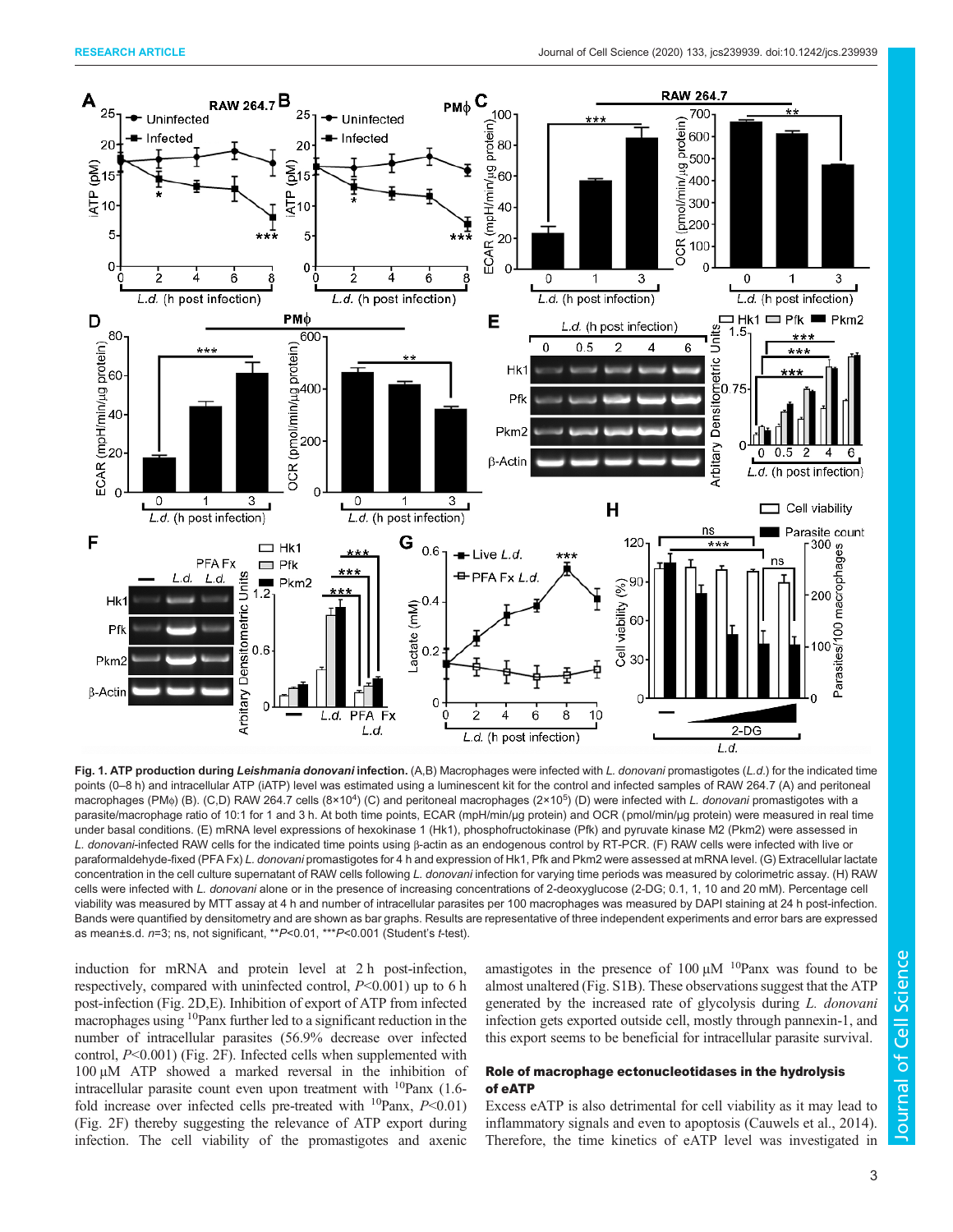**Fig. 1. ATP production during *Leishmania donovani* infection.** (A,B) Macrophages were infected with *L. donovani* promastigotes (*L.d.*) for the indicated time points (0–8 h) and intracellular ATP (iATP) level was estimated using a luminescent kit for the control and infected samples of RAW 264.7 (A) and peritoneal macrophages (PMϕ) (B). (C,D) RAW 264.7 cells ($8\times10^4$) (C) and peritoneal macrophages ($2\times10^5$) (D) were infected with *L. donovani* promastigotes with a parasite/macrophage ratio of 10:1 for 1 and 3 h. At both time points, ECAR (mpH/min/µg protein) and OCR (pmol/min/µg protein) were measured in real time under basal conditions. (E) mRNA level expressions of hexokinase 1 (Hk1), phosphofructokinase (Pfk) and pyruvate kinase M2 (Pkm2) were assessed in *L. donovani*-infected RAW cells for the indicated time points using β-actin as an endogenous control by RT-PCR. (F) RAW cells were infected with live or paraformaldehyde-fixed (PFA Fx) *L. donovani* promastigotes for 4 h and expression of Hk1, Pfk and Pkm2 were assessed at mRNA level. (G) Extracellular lactate concentration in the cell culture supernatant of RAW cells following *L. donovani* infection for varying time periods was measured by colorimetric assay. (H) RAW cells were infected with *L. donovani* alone or in the presence of increasing concentrations of 2-deoxyglucose (2-DG; 0.1, 1, 10 and 20 mM). Percentage cell viability was measured by MTT assay at 4 h and number of intracellular parasites per 100 macrophages was measured by DAPI staining at 24 h post-infection. Bands were quantified by densitometry and are shown as bar graphs. Results are representative of three independent experiments and error bars are expressed as mean±s.d. $n=3$; ns, not significant, $^{**}P<0.01$, $^{***}P<0.001$ (Student's *t*-test).

induction for mRNA and protein level at 2 h post-infection, respectively, compared with uninfected control, $P<0.001$) up to 6 h post-infection (Fig. 2D,E). Inhibition of export of ATP from infected macrophages using $^{10}$Panx further led to a significant reduction in the number of intracellular parasites (56.9% decrease over infected control, $P<0.001$) (Fig. 2F). Infected cells when supplemented with 100 µM ATP showed a marked reversal in the inhibition of intracellular parasite count even upon treatment with $^{10}$Panx (1.6-fold increase over infected cells pre-treated with $^{10}$Panx, $P<0.01$) (Fig. 2F) thereby suggesting the relevance of ATP export during infection. The cell viability of the promastigotes and axenic amastigotes in the presence of 100 µM $^{10}$Panx was found to be almost unaltered (Fig. S1B). These observations suggest that the ATP generated by the increased rate of glycolysis during *L. donovani* infection gets exported outside cell, mostly through pannexin-1, and this export seems to be beneficial for intracellular parasite survival.

### Role of macrophage ectonucleotidases in the hydrolysis of eATP

Excess eATP is also detrimental for cell viability as it may lead to inflammatory signals and even to apoptosis (Cauwels et al., 2014). Therefore, the time kinetics of eATP level was investigated in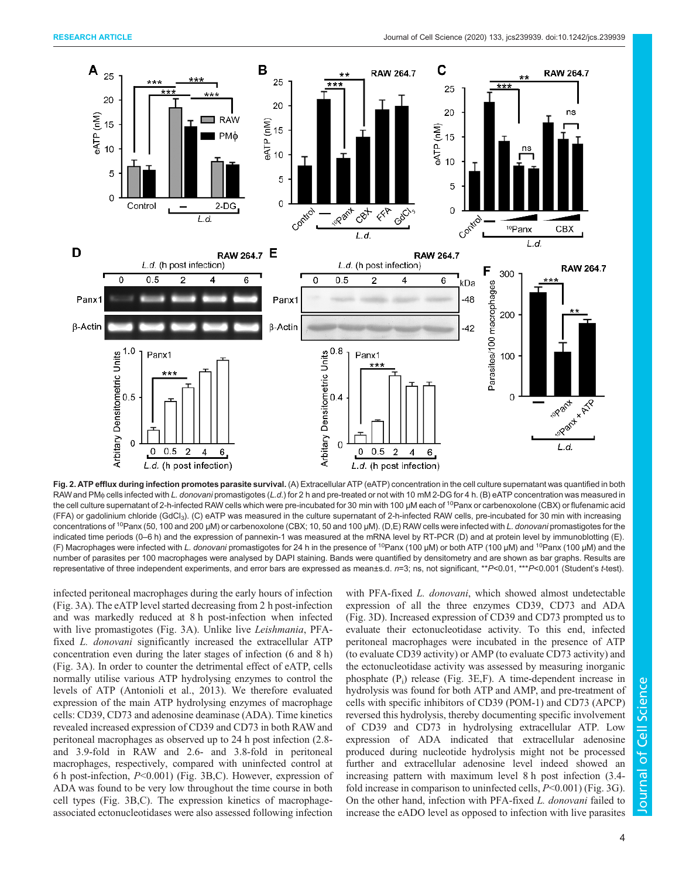**Fig. 2. ATP efflux during infection promotes parasite survival.** (A) Extracellular ATP (eATP) concentration in the cell culture supernatant was quantified in both RAW and PMϕ cells infected with *L. donovani* promastigotes (*L.d.*) for 2 h and pre-treated or not with 10 mM 2-DG for 4 h. (B) eATP concentration was measured in the cell culture supernatant of 2-h-infected RAW cells which were pre-incubated for 30 min with 100 µM each of $^{10}$Panx or carbenoxolone (CBX) or flufenamic acid (FFA) or gadolinium chloride ($GdCl_3$). (C) eATP was measured in the culture supernatant of 2-h-infected RAW cells, pre-incubated for 30 min with increasing concentrations of $^{10}$Panx (50, 100 and 200 µM) or carbenoxolone (CBX; 10, 50 and 100 µM). (D,E) RAW cells were infected with *L. donovani* promastigotes for the indicated time periods (0–6 h) and the expression of pannexin-1 was measured at the mRNA level by RT-PCR (D) and at protein level by immunoblotting (E). (F) Macrophages were infected with *L. donovani* promastigotes for 24 h in the presence of $^{10}$Panx (100 µM) or both ATP (100 µM) and $^{10}$Panx (100 µM) and the number of parasites per 100 macrophages were analysed by DAPI staining. Bands were quantified by densitometry and are shown as bar graphs. Results are representative of three independent experiments, and error bars are expressed as mean±s.d. *n*=3; ns, not significant, \*\**P*<0.01, \*\*\**P*<0.001 (Student's *t*-test).

infected peritoneal macrophages during the early hours of infection (Fig. 3A). The eATP level started decreasing from 2 h post-infection and was markedly reduced at 8 h post-infection when infected with live promastigotes (Fig. 3A). Unlike live *Leishmania*, PFA-fixed *L. donovani* significantly increased the extracellular ATP concentration even during the later stages of infection (6 and 8 h) (Fig. 3A). In order to counter the detrimental effect of eATP, cells normally utilise various ATP hydrolysing enzymes to control the levels of ATP (Antonioli et al., 2013). We therefore evaluated expression of the main ATP hydrolysing enzymes of macrophage cells: CD39, CD73 and adenosine deaminase (ADA). Time kinetics revealed increased expression of CD39 and CD73 in both RAW and peritoneal macrophages as observed up to 24 h post infection (2.8- and 3.9-fold in RAW and 2.6- and 3.8-fold in peritoneal macrophages, respectively, compared with uninfected control at 6 h post-infection, *P*<0.001) (Fig. 3B,C). However, expression of ADA was found to be very low throughout the time course in both cell types (Fig. 3B,C). The expression kinetics of macrophage-associated ectonucleotidases were also assessed following infection with PFA-fixed *L. donovani*, which showed almost undetectable expression of all the three enzymes CD39, CD73 and ADA (Fig. 3D). Increased expression of CD39 and CD73 prompted us to evaluate their ectonucleotidase activity. To this end, infected peritoneal macrophages were incubated in the presence of ATP (to evaluate CD39 activity) or AMP (to evaluate CD73 activity) and the ectonucleotidase activity was assessed by measuring inorganic phosphate ($P_i$) release (Fig. 3E,F). A time-dependent increase in hydrolysis was found for both ATP and AMP, and pre-treatment of cells with specific inhibitors of CD39 (POM-1) and CD73 (APCP) reversed this hydrolysis, thereby documenting specific involvement of CD39 and CD73 in hydrolysing extracellular ATP. Low expression of ADA indicated that extracellular adenosine produced during nucleotide hydrolysis might not be processed further and extracellular adenosine level indeed showed an increasing pattern with maximum level 8 h post infection (3.4-fold increase in comparison to uninfected cells, *P*<0.001) (Fig. 3G). On the other hand, infection with PFA-fixed *L. donovani* failed to increase the eADO level as opposed to infection with live parasites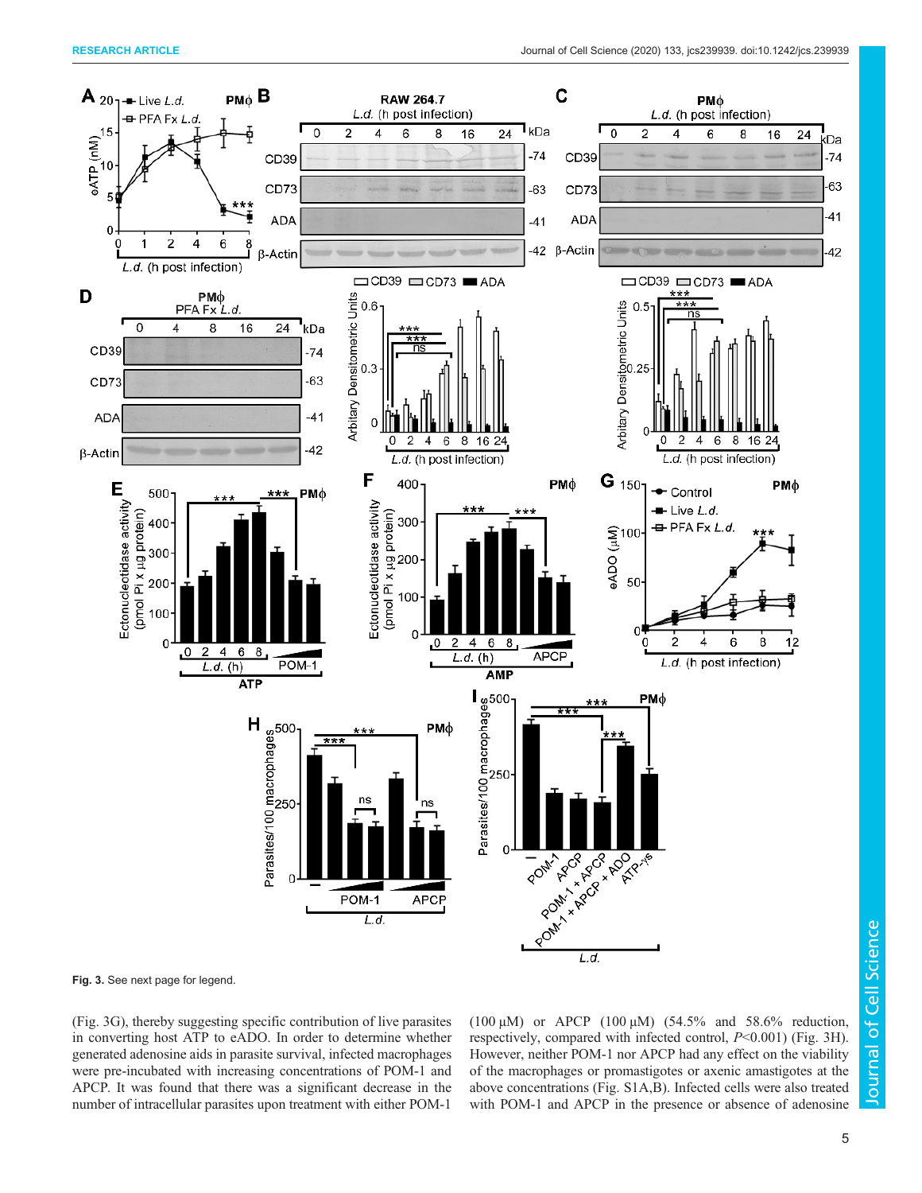Fig. 3. See next page for legend.

(Fig. 3G), thereby suggesting specific contribution of live parasites in converting host ATP to eADO. In order to determine whether generated adenosine aids in parasite survival, infected macrophages were pre-incubated with increasing concentrations of POM-1 and APCP. It was found that there was a significant decrease in the number of intracellular parasites upon treatment with either POM-1 (100 µM) or APCP (100 µM) (54.5% and 58.6% reduction, respectively, compared with infected control, $P$<0.001) (Fig. 3H). However, neither POM-1 nor APCP had any effect on the viability of the macrophages or promastigotes or axenic amastigotes at the above concentrations (Fig. S1A,B). Infected cells were also treated with POM-1 and APCP in the presence or absence of adenosine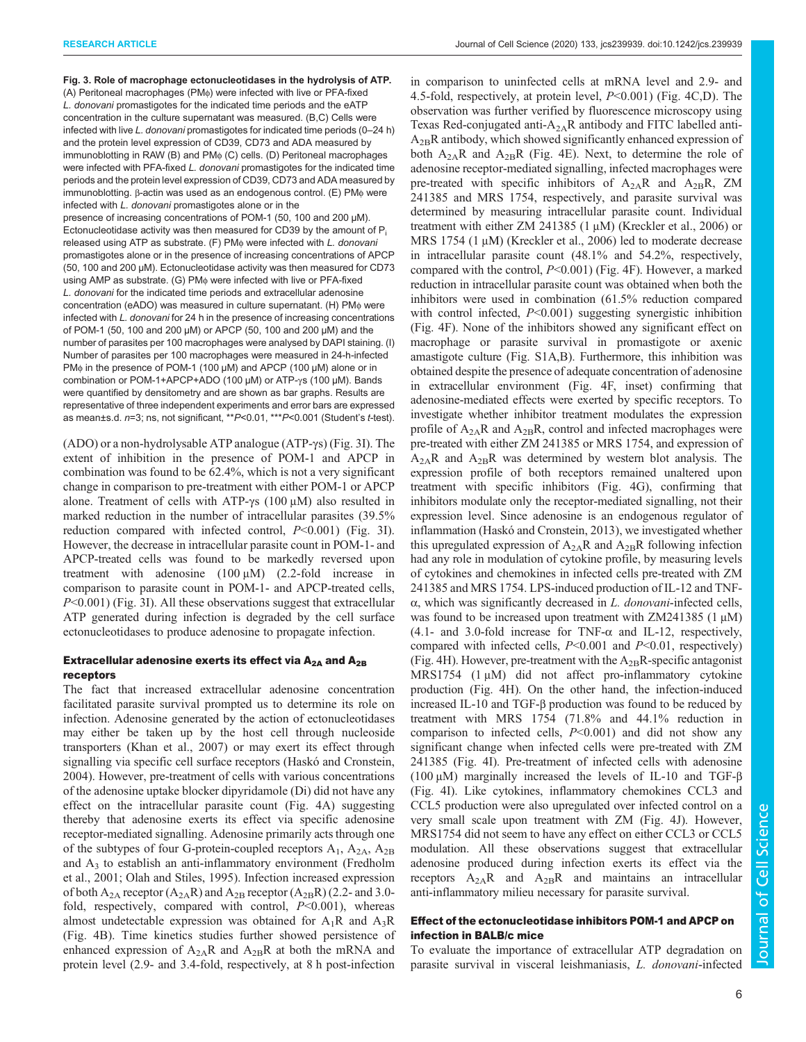**Fig. 3. Role of macrophage ectonucleotidases in the hydrolysis of ATP.** (A) Peritoneal macrophages (PMϕ) were infected with live or PFA-fixed *L. donovani* promastigotes for the indicated time periods and the eATP concentration in the culture supernatant was measured. (B,C) Cells were infected with live *L. donovani* promastigotes for indicated time periods (0–24 h) and the protein level expression of CD39, CD73 and ADA measured by immunoblotting in RAW (B) and PMϕ (C) cells. (D) Peritoneal macrophages were infected with PFA-fixed *L. donovani* promastigotes for the indicated time periods and the protein level expression of CD39, CD73 and ADA measured by immunoblotting. β-actin was used as an endogenous control. (E) PMϕ were infected with *L. donovani* promastigotes alone or in the presence of increasing concentrations of POM-1 (50, 100 and 200 µM). Ectonucleotidase activity was then measured for CD39 by the amount of $P_i$ released using ATP as substrate. (F) PMϕ were infected with *L. donovani* promastigotes alone or in the presence of increasing concentrations of APCP (50, 100 and 200 µM). Ectonucleotidase activity was then measured for CD73 using AMP as substrate. (G) PMϕ were infected with live or PFA-fixed *L. donovani* for the indicated time periods and extracellular adenosine concentration (eADO) was measured in culture supernatant. (H) PMϕ were infected with *L. donovani* for 24 h in the presence of increasing concentrations of POM-1 (50, 100 and 200 µM) or APCP (50, 100 and 200 µM) and the number of parasites per 100 macrophages were analysed by DAPI staining. (I) Number of parasites per 100 macrophages were measured in 24-h-infected PMϕ in the presence of POM-1 (100 µM) and APCP (100 µM) alone or in combination or POM-1+APCP+ADO (100 µM) or ATP-γs (100 µM). Bands were quantified by densitometry and are shown as bar graphs. Results are representative of three independent experiments and error bars are expressed as mean±s.d. $n=3$; ns, not significant, $^{**}P<0.01$, $^{***}P<0.001$ (Student's *t*-test).

(ADO) or a non-hydrolysable ATP analogue (ATP-γs) (Fig. 3I). The extent of inhibition in the presence of POM-1 and APCP in combination was found to be 62.4%, which is not a very significant change in comparison to pre-treatment with either POM-1 or APCP alone. Treatment of cells with ATP-γs (100 µM) also resulted in marked reduction in the number of intracellular parasites (39.5% reduction compared with infected control, $P<0.001$) (Fig. 3I). However, the decrease in intracellular parasite count in POM-1- and APCP-treated cells was found to be markedly reversed upon treatment with adenosine (100 µM) (2.2-fold increase in comparison to parasite count in POM-1- and APCP-treated cells, $P<0.001$) (Fig. 3I). All these observations suggest that extracellular ATP generated during infection is degraded by the cell surface ectonucleotidases to produce adenosine to propagate infection.

### Extracellular adenosine exerts its effect via $A_{2A}$ and $A_{2B}$ receptors

The fact that increased extracellular adenosine concentration facilitated parasite survival prompted us to determine its role on infection. Adenosine generated by the action of ectonucleotidases may either be taken up by the host cell through nucleoside transporters (Khan et al., 2007) or may exert its effect through signalling via specific cell surface receptors (Haskó and Cronstein, 2004). However, pre-treatment of cells with various concentrations of the adenosine uptake blocker dipyridamole (Di) did not have any effect on the intracellular parasite count (Fig. 4A) suggesting thereby that adenosine exerts its effect via specific adenosine receptor-mediated signalling. Adenosine primarily acts through one of the subtypes of four G-protein-coupled receptors $A_1$, $A_{2A}$, $A_{2B}$ and $A_3$ to establish an anti-inflammatory environment (Fredholm et al., 2001; Olah and Stiles, 1995). Infection increased expression of both $A_{2A}$ receptor ($A_{2A}R$) and $A_{2B}$ receptor ($A_{2B}R$) (2.2- and 3.0-fold, respectively, compared with control, $P<0.001$), whereas almost undetectable expression was obtained for $A_1R$ and $A_3R$ (Fig. 4B). Time kinetics studies further showed persistence of enhanced expression of $A_{2A}R$ and $A_{2B}R$ at both the mRNA and protein level (2.9- and 3.4-fold, respectively, at 8 h post-infection in comparison to uninfected cells at mRNA level and 2.9- and 4.5-fold, respectively, at protein level, $P<0.001$) (Fig. 4C,D). The observation was further verified by fluorescence microscopy using Texas Red-conjugated anti-$A_{2A}R$ antibody and FITC labelled anti-$A_{2B}R$ antibody, which showed significantly enhanced expression of both $A_{2A}R$ and $A_{2B}R$ (Fig. 4E). Next, to determine the role of adenosine receptor-mediated signalling, infected macrophages were pre-treated with specific inhibitors of $A_{2A}R$ and $A_{2B}R$, ZM 241385 and MRS 1754, respectively, and parasite survival was determined by measuring intracellular parasite count. Individual treatment with either ZM 241385 (1 µM) (Kreckler et al., 2006) or MRS 1754 (1 µM) (Kreckler et al., 2006) led to moderate decrease in intracellular parasite count (48.1% and 54.2%, respectively, compared with the control, $P<0.001$) (Fig. 4F). However, a marked reduction in intracellular parasite count was obtained when both the inhibitors were used in combination (61.5% reduction compared with control infected, $P<0.001$) suggesting synergistic inhibition (Fig. 4F). None of the inhibitors showed any significant effect on macrophage or parasite survival in promastigote or axenic amastigote culture (Fig. S1A,B). Furthermore, this inhibition was obtained despite the presence of adequate concentration of adenosine in extracellular environment (Fig. 4F, inset) confirming that adenosine-mediated effects were exerted by specific receptors. To investigate whether inhibitor treatment modulates the expression profile of $A_{2A}R$ and $A_{2B}R$, control and infected macrophages were pre-treated with either ZM 241385 or MRS 1754, and expression of $A_{2A}R$ and $A_{2B}R$ was determined by western blot analysis. The expression profile of both receptors remained unaltered upon treatment with specific inhibitors (Fig. 4G), confirming that inhibitors modulate only the receptor-mediated signalling, not their expression level. Since adenosine is an endogenous regulator of inflammation (Haskó and Cronstein, 2013), we investigated whether this upregulated expression of $A_{2A}R$ and $A_{2B}R$ following infection had any role in modulation of cytokine profile, by measuring levels of cytokines and chemokines in infected cells pre-treated with ZM 241385 and MRS 1754. LPS-induced production of IL-12 and TNF-α, which was significantly decreased in *L. donovani*-infected cells, was found to be increased upon treatment with ZM241385 (1 µM) (4.1- and 3.0-fold increase for TNF-α and IL-12, respectively, compared with infected cells, $P<0.001$ and $P<0.01$, respectively) (Fig. 4H). However, pre-treatment with the $A_{2B}R$-specific antagonist MRS1754 (1 µM) did not affect pro-inflammatory cytokine production (Fig. 4H). On the other hand, the infection-induced increased IL-10 and TGF-β production was found to be reduced by treatment with MRS 1754 (71.8% and 44.1% reduction in comparison to infected cells, $P<0.001$) and did not show any significant change when infected cells were pre-treated with ZM 241385 (Fig. 4I). Pre-treatment of infected cells with adenosine (100 µM) marginally increased the levels of IL-10 and TGF-β (Fig. 4I). Like cytokines, inflammatory chemokines CCL3 and CCL5 production were also upregulated over infected control on a very small scale upon treatment with ZM (Fig. 4J). However, MRS1754 did not seem to have any effect on either CCL3 or CCL5 modulation. All these observations suggest that extracellular adenosine produced during infection exerts its effect via the receptors $A_{2A}R$ and $A_{2B}R$ and maintains an intracellular anti-inflammatory milieu necessary for parasite survival.

### Effect of the ectonucleotidase inhibitors POM-1 and APCP on infection in BALB/c mice

To evaluate the importance of extracellular ATP degradation on parasite survival in visceral leishmaniasis, *L. donovani*-infected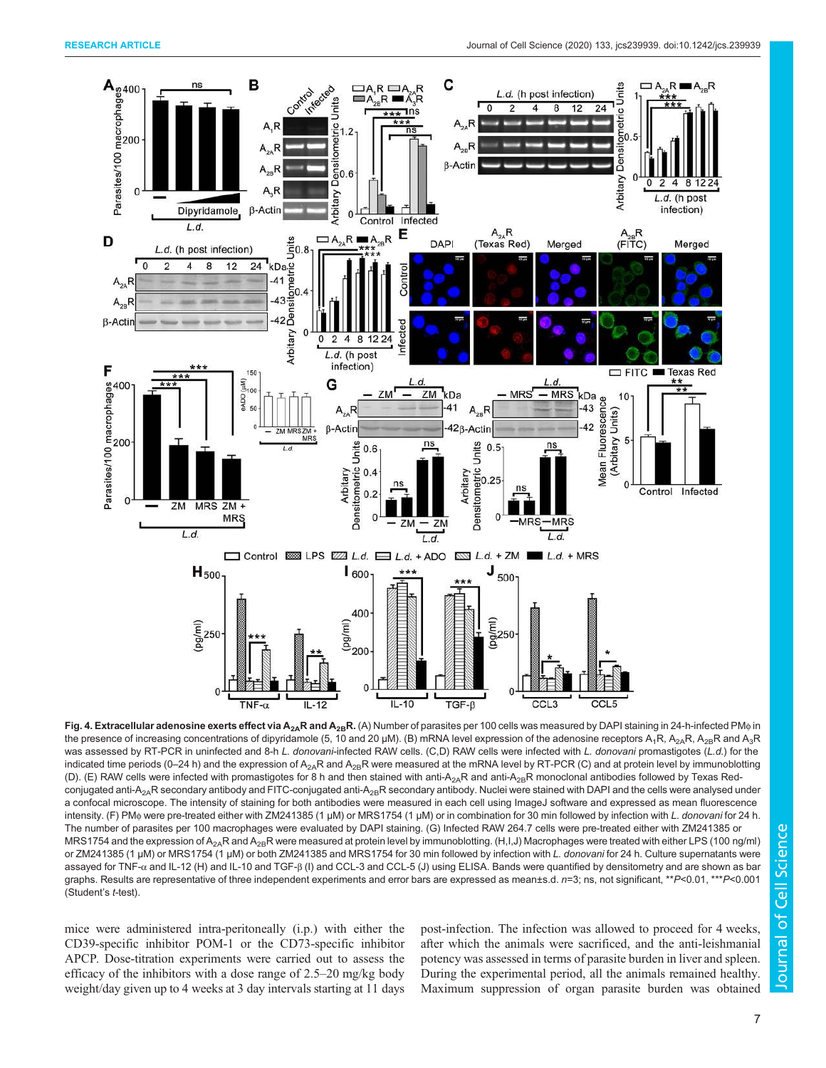**Fig. 4. Extracellular adenosine exerts effect via $A_{2A}R$ and $A_{2B}R$.** (A) Number of parasites per 100 cells was measured by DAPI staining in 24-h-infected PMϕ in the presence of increasing concentrations of dipyridamole (5, 10 and 20 μM). (B) mRNA level expression of the adenosine receptors $A_1R$, $A_{2A}R$, $A_{2B}R$ and $A_3R$ was assessed by RT-PCR in uninfected and 8-h *L. donovani*-infected RAW cells. (C,D) RAW cells were infected with *L. donovani* promastigotes (*L.d.*) for the indicated time periods (0–24 h) and the expression of $A_{2A}R$ and $A_{2B}R$ were measured at the mRNA level by RT-PCR (C) and at protein level by immunoblotting (D). (E) RAW cells were infected with promastigotes for 8 h and then stained with anti-$A_{2A}R$ and anti-$A_{2B}R$ monoclonal antibodies followed by Texas Red-conjugated anti-$A_{2A}R$ secondary antibody and FITC-conjugated anti-$A_{2B}R$ secondary antibody. Nuclei were stained with DAPI and the cells were analysed under a confocal microscope. The intensity of staining for both antibodies were measured in each cell using ImageJ software and expressed as mean fluorescence intensity. (F) PMϕ were pre-treated either with ZM241385 (1 μM) or MRS1754 (1 μM) or in combination for 30 min followed by infection with *L. donovani* for 24 h. The number of parasites per 100 macrophages were evaluated by DAPI staining. (G) Infected RAW 264.7 cells were pre-treated either with ZM241385 or MRS1754 and the expression of $A_{2A}R$ and $A_{2B}R$ were measured at protein level by immunoblotting. (H,I,J) Macrophages were treated with either LPS (100 ng/ml) or ZM241385 (1 μM) or MRS1754 (1 μM) or both ZM241385 and MRS1754 for 30 min followed by infection with *L. donovani* for 24 h. Culture supernatants were assayed for TNF-α and IL-12 (H) and IL-10 and TGF-β (I) and CCL-3 and CCL-5 (J) using ELISA. Bands were quantified by densitometry and are shown as bar graphs. Results are representative of three independent experiments and error bars are expressed as mean±s.d. $n$=3; ns, not significant, \*\*$P$<0.01, \*\*\*$P$<0.001 (Student's *t*-test).

mice were administered intra-peritoneally (i.p.) with either the CD39-specific inhibitor POM-1 or the CD73-specific inhibitor APCP. Dose-titration experiments were carried out to assess the efficacy of the inhibitors with a dose range of 2.5–20 mg/kg body weight/day given up to 4 weeks at 3 day intervals starting at 11 days post-infection. The infection was allowed to proceed for 4 weeks, after which the animals were sacrificed, and the anti-leishmanial potency was assessed in terms of parasite burden in liver and spleen. During the experimental period, all the animals remained healthy. Maximum suppression of organ parasite burden was obtained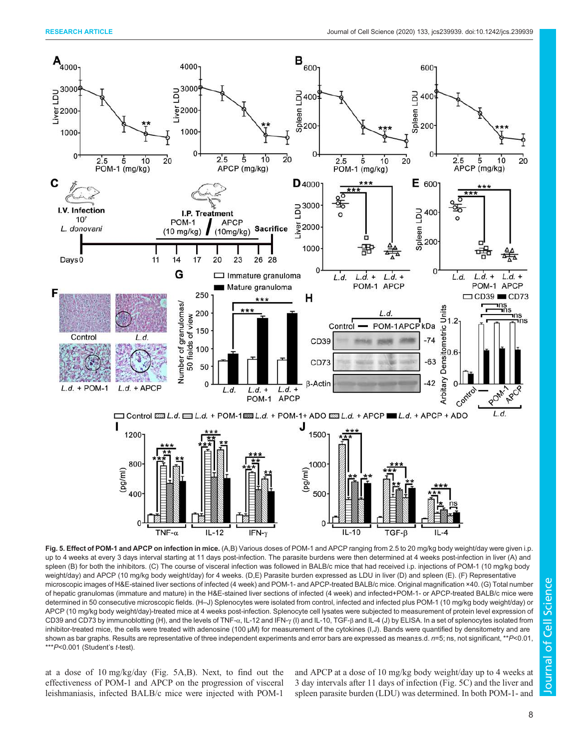**Fig. 5. Effect of POM-1 and APCP on infection in mice.** (A,B) Various doses of POM-1 and APCP ranging from 2.5 to 20 mg/kg body weight/day were given i.p. up to 4 weeks at every 3 days interval starting at 11 days post-infection. The parasite burdens were then determined at 4 weeks post-infection in liver (A) and spleen (B) for both the inhibitors. (C) The course of visceral infection was followed in BALB/c mice that had received i.p. injections of POM-1 (10 mg/kg body weight/day) and APCP (10 mg/kg body weight/day) for 4 weeks. (D,E) Parasite burden expressed as LDU in liver (D) and spleen (E). (F) Representative microscopic images of H&E-stained liver sections of infected (4 week) and POM-1- and APCP-treated BALB/c mice. Original magnification ×40. (G) Total number of hepatic granulomas (immature and mature) in the H&E-stained liver sections of infected (4 week) and infected+POM-1- or APCP-treated BALB/c mice were determined in 50 consecutive microscopic fields. (H–J) Splenocytes were isolated from control, infected and infected plus POM-1 (10 mg/kg body weight/day) or APCP (10 mg/kg body weight/day)-treated mice at 4 weeks post-infection. Splenocyte cell lysates were subjected to measurement of protein level expression of CD39 and CD73 by immunoblotting (H), and the levels of TNF-α, IL-12 and IFN-γ (I) and IL-10, TGF-β and IL-4 (J) by ELISA. In a set of splenocytes isolated from inhibitor-treated mice, the cells were treated with adenosine (100 µM) for measurement of the cytokines (I,J). Bands were quantified by densitometry and are shown as bar graphs. Results are representative of three independent experiments and error bars are expressed as mean±s.d. $n$=5; ns, not significant, **$P$<0.01, ***$P$<0.001 (Student's $t$-test).

at a dose of 10 mg/kg/day (Fig. 5A,B). Next, to find out the effectiveness of POM-1 and APCP on the progression of visceral leishmaniasis, infected BALB/c mice were injected with POM-1 and APCP at a dose of 10 mg/kg body weight/day up to 4 weeks at 3 day intervals after 11 days of infection (Fig. 5C) and the liver and spleen parasite burden (LDU) was determined. In both POM-1- and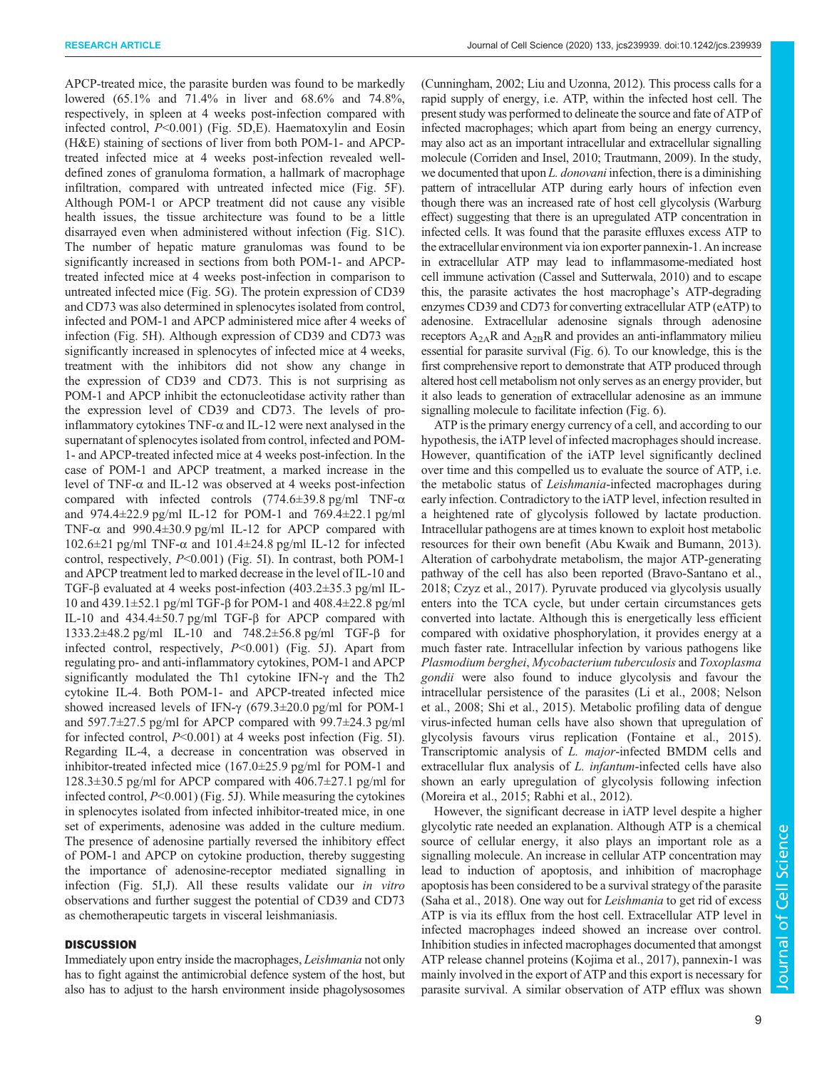APCP-treated mice, the parasite burden was found to be markedly lowered (65.1% and 71.4% in liver and 68.6% and 74.8%, respectively, in spleen at 4 weeks post-infection compared with infected control, $P<0.001$) (Fig. 5D,E). Haematoxylin and Eosin (H&E) staining of sections of liver from both POM-1- and APCP-treated infected mice at 4 weeks post-infection revealed well-defined zones of granuloma formation, a hallmark of macrophage infiltration, compared with untreated infected mice (Fig. 5F). Although POM-1 or APCP treatment did not cause any visible health issues, the tissue architecture was found to be a little disarrayed even when administered without infection (Fig. S1C). The number of hepatic mature granulomas was found to be significantly increased in sections from both POM-1- and APCP-treated infected mice at 4 weeks post-infection in comparison to untreated infected mice (Fig. 5G). The protein expression of CD39 and CD73 was also determined in splenocytes isolated from control, infected and POM-1 and APCP administered mice after 4 weeks of infection (Fig. 5H). Although expression of CD39 and CD73 was significantly increased in splenocytes of infected mice at 4 weeks, treatment with the inhibitors did not show any change in the expression of CD39 and CD73. This is not surprising as POM-1 and APCP inhibit the ectonucleotidase activity rather than the expression level of CD39 and CD73. The levels of pro-inflammatory cytokines TNF-α and IL-12 were next analysed in the supernatant of splenocytes isolated from control, infected and POM-1- and APCP-treated infected mice at 4 weeks post-infection. In the case of POM-1 and APCP treatment, a marked increase in the level of TNF-α and IL-12 was observed at 4 weeks post-infection compared with infected controls (774.6±39.8 pg/ml TNF-α and 974.4±22.9 pg/ml IL-12 for POM-1 and 769.4±22.1 pg/ml TNF-α and 990.4±30.9 pg/ml IL-12 for APCP compared with 102.6±21 pg/ml TNF-α and 101.4±24.8 pg/ml IL-12 for infected control, respectively, $P<0.001$) (Fig. 5I). In contrast, both POM-1 and APCP treatment led to marked decrease in the level of IL-10 and TGF-β evaluated at 4 weeks post-infection (403.2±35.3 pg/ml IL-10 and 439.1±52.1 pg/ml TGF-β for POM-1 and 408.4±22.8 pg/ml IL-10 and 434.4±50.7 pg/ml TGF-β for APCP compared with 1333.2±48.2 pg/ml IL-10 and 748.2±56.8 pg/ml TGF-β for infected control, respectively, $P<0.001$) (Fig. 5J). Apart from regulating pro- and anti-inflammatory cytokines, POM-1 and APCP significantly modulated the Th1 cytokine IFN-γ and the Th2 cytokine IL-4. Both POM-1- and APCP-treated infected mice showed increased levels of IFN-γ (679.3±20.0 pg/ml for POM-1 and 597.7±27.5 pg/ml for APCP compared with 99.7±24.3 pg/ml for infected control, $P<0.001$) at 4 weeks post infection (Fig. 5I). Regarding IL-4, a decrease in concentration was observed in inhibitor-treated infected mice (167.0±25.9 pg/ml for POM-1 and 128.3±30.5 pg/ml for APCP compared with 406.7±27.1 pg/ml for infected control, $P<0.001$) (Fig. 5J). While measuring the cytokines in splenocytes isolated from infected inhibitor-treated mice, in one set of experiments, adenosine was added in the culture medium. The presence of adenosine partially reversed the inhibitory effect of POM-1 and APCP on cytokine production, thereby suggesting the importance of adenosine-receptor mediated signalling in infection (Fig. 5I,J). All these results validate our *in vitro* observations and further suggest the potential of CD39 and CD73 as chemotherapeutic targets in visceral leishmaniasis.

## DISCUSSION

Immediately upon entry inside the macrophages, *Leishmania* not only has to fight against the antimicrobial defence system of the host, but also has to adjust to the harsh environment inside phagolysosomes (Cunningham, 2002; Liu and Uzonna, 2012). This process calls for a rapid supply of energy, i.e. ATP, within the infected host cell. The present study was performed to delineate the source and fate of ATP of infected macrophages; which apart from being an energy currency, may also act as an important intracellular and extracellular signalling molecule (Corriden and Insel, 2010; Trautmann, 2009). In the study, we documented that upon *L. donovani* infection, there is a diminishing pattern of intracellular ATP during early hours of infection even though there was an increased rate of host cell glycolysis (Warburg effect) suggesting that there is an upregulated ATP concentration in infected cells. It was found that the parasite effluxes excess ATP to the extracellular environment via ion exporter pannexin-1. An increase in extracellular ATP may lead to inflammasome-mediated host cell immune activation (Cassel and Sutterwala, 2010) and to escape this, the parasite activates the host macrophage's ATP-degrading enzymes CD39 and CD73 for converting extracellular ATP (eATP) to adenosine. Extracellular adenosine signals through adenosine receptors $A_{2A}R$ and $A_{2B}R$ and provides an anti-inflammatory milieu essential for parasite survival (Fig. 6). To our knowledge, this is the first comprehensive report to demonstrate that ATP produced through altered host cell metabolism not only serves as an energy provider, but it also leads to generation of extracellular adenosine as an immune signalling molecule to facilitate infection (Fig. 6).

ATP is the primary energy currency of a cell, and according to our hypothesis, the iATP level of infected macrophages should increase. However, quantification of the iATP level significantly declined over time and this compelled us to evaluate the source of ATP, i.e. the metabolic status of *Leishmania*-infected macrophages during early infection. Contradictory to the iATP level, infection resulted in a heightened rate of glycolysis followed by lactate production. Intracellular pathogens are at times known to exploit host metabolic resources for their own benefit (Abu Kwaik and Bumann, 2013). Alteration of carbohydrate metabolism, the major ATP-generating pathway of the cell has also been reported (Bravo-Santano et al., 2018; Czyz et al., 2017). Pyruvate produced via glycolysis usually enters into the TCA cycle, but under certain circumstances gets converted into lactate. Although this is energetically less efficient compared with oxidative phosphorylation, it provides energy at a much faster rate. Intracellular infection by various pathogens like *Plasmodium berghei*, *Mycobacterium tuberculosis* and *Toxoplasma gondii* were also found to induce glycolysis and favour the intracellular persistence of the parasites (Li et al., 2008; Nelson et al., 2008; Shi et al., 2015). Metabolic profiling data of dengue virus-infected human cells have also shown that upregulation of glycolysis favours virus replication (Fontaine et al., 2015). Transcriptomic analysis of *L. major*-infected BMDM cells and extracellular flux analysis of *L. infantum*-infected cells have also shown an early upregulation of glycolysis following infection (Moreira et al., 2015; Rabhi et al., 2012).

However, the significant decrease in iATP level despite a higher glycolytic rate needed an explanation. Although ATP is a chemical source of cellular energy, it also plays an important role as a signalling molecule. An increase in cellular ATP concentration may lead to induction of apoptosis, and inhibition of macrophage apoptosis has been considered to be a survival strategy of the parasite (Saha et al., 2018). One way out for *Leishmania* to get rid of excess ATP is via its efflux from the host cell. Extracellular ATP level in infected macrophages indeed showed an increase over control. Inhibition studies in infected macrophages documented that amongst ATP release channel proteins (Kojima et al., 2017), pannexin-1 was mainly involved in the export of ATP and this export is necessary for parasite survival. A similar observation of ATP efflux was shown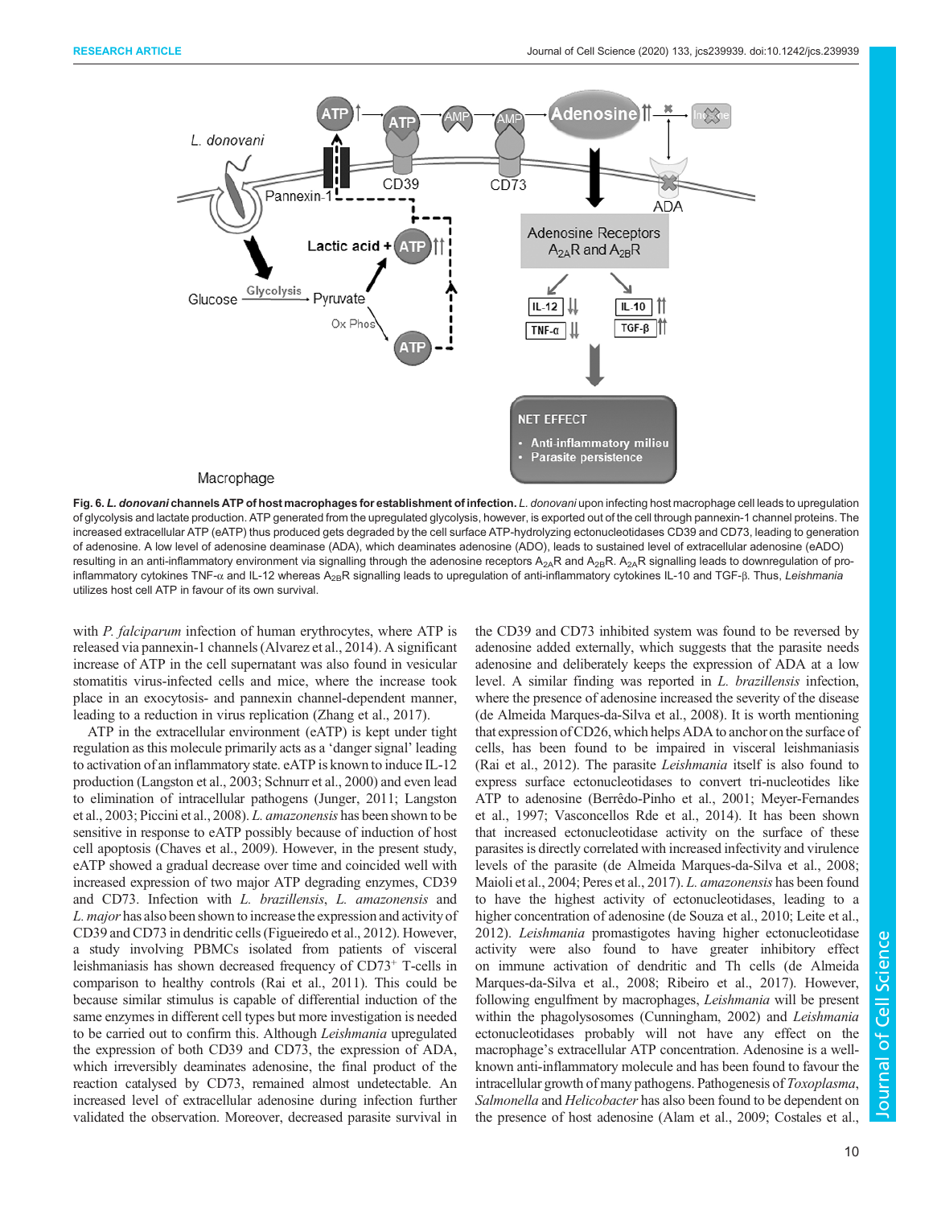**Fig. 6. *L. donovani* channels ATP of host macrophages for establishment of infection.** *L. donovani* upon infecting host macrophage cell leads to upregulation of glycolysis and lactate production. ATP generated from the upregulated glycolysis, however, is exported out of the cell through pannexin-1 channel proteins. The increased extracellular ATP (eATP) thus produced gets degraded by the cell surface ATP-hydrolyzing ectonucleotidases CD39 and CD73, leading to generation of adenosine. A low level of adenosine deaminase (ADA), which deaminates adenosine (ADO), leads to sustained level of extracellular adenosine (eADO) resulting in an anti-inflammatory environment via signalling through the adenosine receptors $A_{2A}R$ and $A_{2B}R$. $A_{2A}R$ signalling leads to downregulation of pro-inflammatory cytokines TNF-α and IL-12 whereas $A_{2B}R$ signalling leads to upregulation of anti-inflammatory cytokines IL-10 and TGF-β. Thus, *Leishmania* utilizes host cell ATP in favour of its own survival.

with *P. falciparum* infection of human erythrocytes, where ATP is released via pannexin-1 channels (Alvarez et al., 2014). A significant increase of ATP in the cell supernatant was also found in vesicular stomatitis virus-infected cells and mice, where the increase took place in an exocytosis- and pannexin channel-dependent manner, leading to a reduction in virus replication (Zhang et al., 2017).

ATP in the extracellular environment (eATP) is kept under tight regulation as this molecule primarily acts as a 'danger signal' leading to activation of an inflammatory state. eATP is known to induce IL-12 production (Langston et al., 2003; Schnurr et al., 2000) and even lead to elimination of intracellular pathogens (Junger, 2011; Langston et al., 2003; Piccini et al., 2008). *L. amazonensis* has been shown to be sensitive in response to eATP possibly because of induction of host cell apoptosis (Chaves et al., 2009). However, in the present study, eATP showed a gradual decrease over time and coincided well with increased expression of two major ATP degrading enzymes, CD39 and CD73. Infection with *L. brazillensis*, *L. amazonensis* and *L. major* has also been shown to increase the expression and activity of CD39 and CD73 in dendritic cells (Figueiredo et al., 2012). However, a study involving PBMCs isolated from patients of visceral leishmaniasis has shown decreased frequency of CD73⁺ T-cells in comparison to healthy controls (Rai et al., 2011). This could be because similar stimulus is capable of differential induction of the same enzymes in different cell types but more investigation is needed to be carried out to confirm this. Although *Leishmania* upregulated the expression of both CD39 and CD73, the expression of ADA, which irreversibly deaminates adenosine, the final product of the reaction catalysed by CD73, remained almost undetectable. An increased level of extracellular adenosine during infection further validated the observation. Moreover, decreased parasite survival in the CD39 and CD73 inhibited system was found to be reversed by adenosine added externally, which suggests that the parasite needs adenosine and deliberately keeps the expression of ADA at a low level. A similar finding was reported in *L. brazillensis* infection, where the presence of adenosine increased the severity of the disease (de Almeida Marques-da-Silva et al., 2008). It is worth mentioning that expression of CD26, which helps ADA to anchor on the surface of cells, has been found to be impaired in visceral leishmaniasis (Rai et al., 2012). The parasite *Leishmania* itself is also found to express surface ectonucleotidases to convert tri-nucleotides like ATP to adenosine (Berrêdo-Pinho et al., 2001; Meyer-Fernandes et al., 1997; Vasconcellos Rde et al., 2014). It has been shown that increased ectonucleotidase activity on the surface of these parasites is directly correlated with increased infectivity and virulence levels of the parasite (de Almeida Marques-da-Silva et al., 2008; Maioli et al., 2004; Peres et al., 2017). *L. amazonensis* has been found to have the highest activity of ectonucleotidases, leading to a higher concentration of adenosine (de Souza et al., 2010; Leite et al., 2012). *Leishmania* promastigotes having higher ectonucleotidase activity were also found to have greater inhibitory effect on immune activation of dendritic and Th cells (de Almeida Marques-da-Silva et al., 2008; Ribeiro et al., 2017). However, following engulfment by macrophages, *Leishmania* will be present within the phagolysosomes (Cunningham, 2002) and *Leishmania* ectonucleotidases probably will not have any effect on the macrophage's extracellular ATP concentration. Adenosine is a well-known anti-inflammatory molecule and has been found to favour the intracellular growth of many pathogens. Pathogenesis of *Toxoplasma*, *Salmonella* and *Helicobacter* has also been found to be dependent on the presence of host adenosine (Alam et al., 2009; Costales et al.,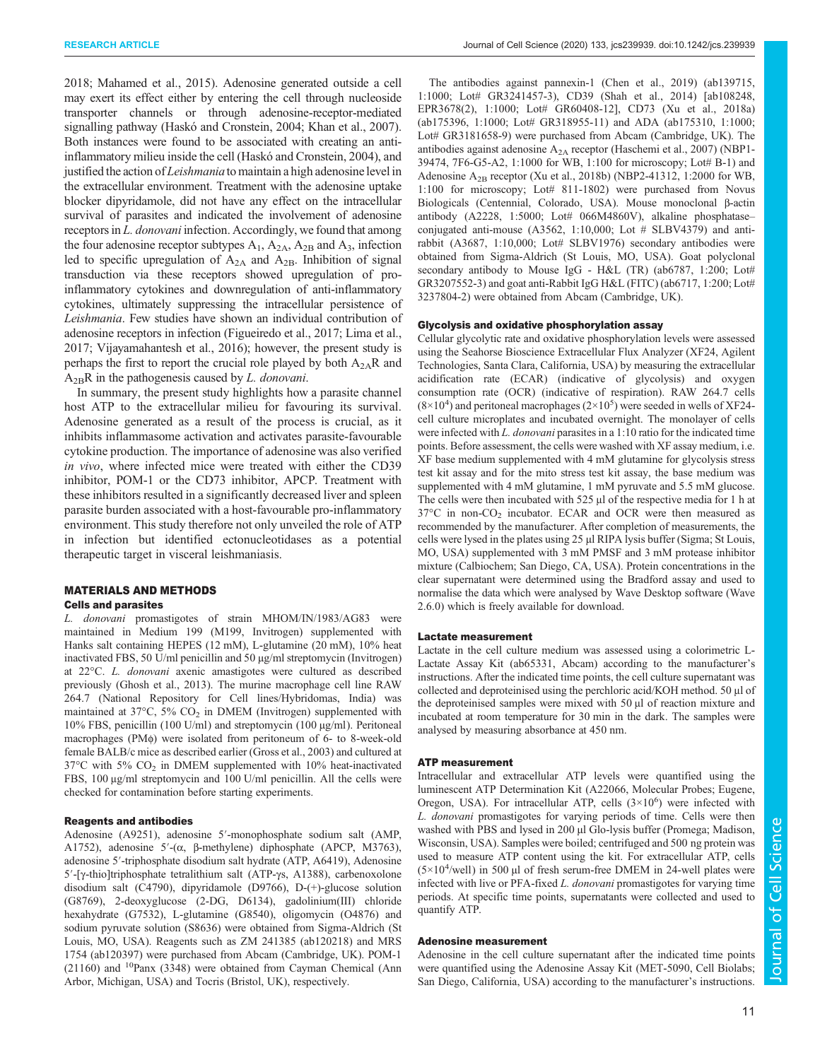2018; Mahamed et al., 2015). Adenosine generated outside a cell may exert its effect either by entering the cell through nucleoside transporter channels or through adenosine-receptor-mediated signalling pathway (Haskó and Cronstein, 2004; Khan et al., 2007). Both instances were found to be associated with creating an anti-inflammatory milieu inside the cell (Haskó and Cronstein, 2004), and justified the action of *Leishmania* to maintain a high adenosine level in the extracellular environment. Treatment with the adenosine uptake blocker dipyridamole, did not have any effect on the intracellular survival of parasites and indicated the involvement of adenosine receptors in *L. donovani* infection. Accordingly, we found that among the four adenosine receptor subtypes $A_1$, $A_{2A}$, $A_{2B}$ and $A_3$, infection led to specific upregulation of $A_{2A}$ and $A_{2B}$. Inhibition of signal transduction via these receptors showed upregulation of pro-inflammatory cytokines and downregulation of anti-inflammatory cytokines, ultimately suppressing the intracellular persistence of *Leishmania*. Few studies have shown an individual contribution of adenosine receptors in infection (Figueiredo et al., 2017; Lima et al., 2017; Vijayamahantesh et al., 2016); however, the present study is perhaps the first to report the crucial role played by both $A_{2A}R$ and $A_{2B}R$ in the pathogenesis caused by *L. donovani*.

In summary, the present study highlights how a parasite channel host ATP to the extracellular milieu for favouring its survival. Adenosine generated as a result of the process is crucial, as it inhibits inflammasome activation and activates parasite-favourable cytokine production. The importance of adenosine was also verified *in vivo*, where infected mice were treated with either the CD39 inhibitor, POM-1 or the CD73 inhibitor, APCP. Treatment with these inhibitors resulted in a significantly decreased liver and spleen parasite burden associated with a host-favourable pro-inflammatory environment. This study therefore not only unveiled the role of ATP in infection but identified ectonucleotidases as a potential therapeutic target in visceral leishmaniasis.

## MATERIALS AND METHODS

### Cells and parasites

*L. donovani* promastigotes of strain MHOM/IN/1983/AG83 were maintained in Medium 199 (M199, Invitrogen) supplemented with Hanks salt containing HEPES (12 mM), L-glutamine (20 mM), 10% heat inactivated FBS, 50 U/ml penicillin and 50 µg/ml streptomycin (Invitrogen) at 22°C. *L. donovani* axenic amastigotes were cultured as described previously (Ghosh et al., 2013). The murine macrophage cell line RAW 264.7 (National Repository for Cell lines/Hybridomas, India) was maintained at 37°C, 5% $CO_2$ in DMEM (Invitrogen) supplemented with 10% FBS, penicillin (100 U/ml) and streptomycin (100 µg/ml). Peritoneal macrophages (PMϕ) were isolated from peritoneum of 6- to 8-week-old female BALB/c mice as described earlier (Gross et al., 2003) and cultured at 37°C with 5% $CO_2$ in DMEM supplemented with 10% heat-inactivated FBS, 100 µg/ml streptomycin and 100 U/ml penicillin. All the cells were checked for contamination before starting experiments.

### Reagents and antibodies

Adenosine (A9251), adenosine 5′-monophosphate sodium salt (AMP, A1752), adenosine 5′-(α, β-methylene) diphosphate (APCP, M3763), adenosine 5′-triphosphate disodium salt hydrate (ATP, A6419), Adenosine 5′-[γ-thio]triphosphate tetralithium salt (ATP-γs, A1388), carbenoxolone disodium salt (C4790), dipyridamole (D9766), D-(+)-glucose solution (G8769), 2-deoxyglucose (2-DG, D6134), gadolinium(III) chloride hexahydrate (G7532), L-glutamine (G8540), oligomycin (O4876) and sodium pyruvate solution (S8636) were obtained from Sigma-Aldrich (St Louis, MO, USA). Reagents such as ZM 241385 (ab120218) and MRS 1754 (ab120397) were purchased from Abcam (Cambridge, UK). POM-1 (21160) and [10]Panx (3348) were obtained from Cayman Chemical (Ann Arbor, Michigan, USA) and Tocris (Bristol, UK), respectively.

The antibodies against pannexin-1 (Chen et al., 2019) (ab139715, 1:1000; Lot# GR3241457-3), CD39 (Shah et al., 2014) [ab108248, EPR3678(2), 1:1000; Lot# GR60408-12], CD73 (Xu et al., 2018a) (ab175396, 1:1000; Lot# GR318955-11) and ADA (ab175310, 1:1000; Lot# GR3181658-9) were purchased from Abcam (Cambridge, UK). The antibodies against adenosine $A_{2A}$ receptor (Haschemi et al., 2007) (NBP1-39474, 7F6-G5-A2, 1:1000 for WB, 1:100 for microscopy; Lot# B-1) and Adenosine $A_{2B}$ receptor (Xu et al., 2018b) (NBP2-41312, 1:2000 for WB, 1:100 for microscopy; Lot# 811-1802) were purchased from Novus Biologicals (Centennial, Colorado, USA). Mouse monoclonal β-actin antibody (A2228, 1:5000; Lot# 066M4860V), alkaline phosphatase–conjugated anti-mouse (A3562, 1:10,000; Lot # SLBV4379) and anti-rabbit (A3687, 1:10,000; Lot# SLBV1976) secondary antibodies were obtained from Sigma-Aldrich (St Louis, MO, USA). Goat polyclonal secondary antibody to Mouse IgG - H&L (TR) (ab6787, 1:200; Lot# GR3207552-3) and goat anti-Rabbit IgG H&L (FITC) (ab6717, 1:200; Lot# 3237804-2) were obtained from Abcam (Cambridge, UK).

### Glycolysis and oxidative phosphorylation assay

Cellular glycolytic rate and oxidative phosphorylation levels were assessed using the Seahorse Bioscience Extracellular Flux Analyzer (XF24, Agilent Technologies, Santa Clara, California, USA) by measuring the extracellular acidification rate (ECAR) (indicative of glycolysis) and oxygen consumption rate (OCR) (indicative of respiration). RAW 264.7 cells ($8×10^4$) and peritoneal macrophages ($2×10^5$) were seeded in wells of XF24-cell culture microplates and incubated overnight. The monolayer of cells were infected with *L. donovani* parasites in a 1:10 ratio for the indicated time points. Before assessment, the cells were washed with XF assay medium, i.e. XF base medium supplemented with 4 mM glutamine for glycolysis stress test kit assay and for the mito stress test kit assay, the base medium was supplemented with 4 mM glutamine, 1 mM pyruvate and 5.5 mM glucose. The cells were then incubated with 525 µl of the respective media for 1 h at 37°C in non-$CO_2$ incubator. ECAR and OCR were then measured as recommended by the manufacturer. After completion of measurements, the cells were lysed in the plates using 25 µl RIPA lysis buffer (Sigma; St Louis, MO, USA) supplemented with 3 mM PMSF and 3 mM protease inhibitor mixture (Calbiochem; San Diego, CA, USA). Protein concentrations in the clear supernatant were determined using the Bradford assay and used to normalise the data which were analysed by Wave Desktop software (Wave 2.6.0) which is freely available for download.

### Lactate measurement

Lactate in the cell culture medium was assessed using a colorimetric L-Lactate Assay Kit (ab65331, Abcam) according to the manufacturer's instructions. After the indicated time points, the cell culture supernatant was collected and deproteinised using the perchloric acid/KOH method. 50 µl of the deproteinised samples were mixed with 50 µl of reaction mixture and incubated at room temperature for 30 min in the dark. The samples were analysed by measuring absorbance at 450 nm.

### ATP measurement

Intracellular and extracellular ATP levels were quantified using the luminescent ATP Determination Kit (A22066, Molecular Probes; Eugene, Oregon, USA). For intracellular ATP, cells ($3×10^6$) were infected with *L. donovani* promastigotes for varying periods of time. Cells were then washed with PBS and lysed in 200 µl Glo-lysis buffer (Promega; Madison, Wisconsin, USA). Samples were boiled; centrifuged and 500 ng protein was used to measure ATP content using the kit. For extracellular ATP, cells ($5×10^4$/well) in 500 µl of fresh serum-free DMEM in 24-well plates were infected with live or PFA-fixed *L. donovani* promastigotes for varying time periods. At specific time points, supernatants were collected and used to quantify ATP.

### Adenosine measurement

Adenosine in the cell culture supernatant after the indicated time points were quantified using the Adenosine Assay Kit (MET-5090, Cell Biolabs; San Diego, California, USA) according to the manufacturer's instructions.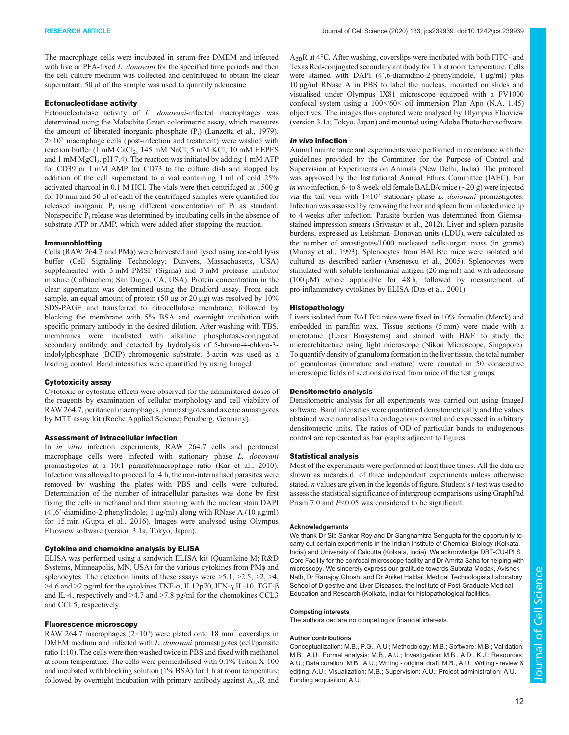The macrophage cells were incubated in serum-free DMEM and infected with live or PFA-fixed *L. donovani* for the specified time periods and then the cell culture medium was collected and centrifuged to obtain the clear supernatant. 50 µl of the sample was used to quantify adenosine.

### Ectonucleotidase activity

Ectonucleotidase activity of *L. donovani*-infected macrophages was determined using the Malachite Green colorimetric assay, which measures the amount of liberated inorganic phosphate ($P_i$) (Lanzetta et al., 1979). $2×10^5$ macrophage cells (post-infection and treatment) were washed with reaction buffer (1 mM $CaCl_2$, 145 mM NaCl, 5 mM KCl, 10 mM HEPES and 1 mM $MgCl_2$, pH 7.4). The reaction was initiated by adding 1 mM ATP for CD39 or 1 mM AMP for CD73 to the culture dish and stopped by addition of the cell supernatant to a vial containing 1 ml of cold 25% activated charcoal in 0.1 M HCl. The vials were then centrifuged at 1500 ***g*** for 10 min and 50 µl of each of the centrifuged samples were quantified for released inorganic $P_i$ using different concentration of Pi as standard. Nonspecific $P_i$ release was determined by incubating cells in the absence of substrate ATP or AMP, which were added after stopping the reaction.

### Immunoblotting

Cells (RAW 264.7 and PMϕ) were harvested and lysed using ice-cold lysis buffer (Cell Signaling Technology; Danvers, Massachusetts, USA) supplemented with 3 mM PMSF (Sigma) and 3 mM protease inhibitor mixture (Calbiochem; San Diego, CA, USA). Protein concentration in the clear supernatant was determined using the Bradford assay. From each sample, an equal amount of protein (50 µg or 20 µg) was resolved by 10% SDS-PAGE and transferred to nitrocellulose membrane, followed by blocking the membrane with 5% BSA and overnight incubation with specific primary antibody in the desired dilution. After washing with TBS, membranes were incubated with alkaline phosphatase-conjugated secondary antibody and detected by hydrolysis of 5-bromo-4-chloro-3-indolylphosphate (BCIP) chromogenic substrate. β-actin was used as a loading control. Band intensities were quantified by using ImageJ.

### Cytotoxicity assay

Cytotoxic or cytostatic effects were observed for the administered doses of the reagents by examination of cellular morphology and cell viability of RAW 264.7, peritoneal macrophages, promastigotes and axenic amastigotes by MTT assay kit (Roche Applied Science; Penzberg, Germany).

### Assessment of intracellular infection

In *in vitro* infection experiments, RAW 264.7 cells and peritoneal macrophage cells were infected with stationary phase *L. donovani* promastigotes at a 10:1 parasite/macrophage ratio (Kar et al., 2010). Infection was allowed to proceed for 4 h, the non-internalised parasites were removed by washing the plates with PBS and cells were cultured. Determination of the number of intracellular parasites was done by first fixing the cells in methanol and then staining with the nuclear stain DAPI (4′,6′-diamidino-2-phenylindole; 1 µg/ml) along with RNase A (10 µg/ml) for 15 min (Gupta et al., 2016). Images were analysed using Olympus Fluoview software (version 3.1a, Tokyo, Japan).

### Cytokine and chemokine analysis by ELISA

ELISA was performed using a sandwich ELISA kit (Quantikine M; R&D Systems, Minneapolis, MN, USA) for the various cytokines from PMϕ and splenocytes. The detection limits of these assays were >5.1, >2.5, >2, >4, >4.6 and >2 pg/ml for the cytokines TNF-α, IL12p70, IFN-γ,IL-10, TGF-β and IL-4, respectively and >4.7 and >7.8 pg/ml for the chemokines CCL3 and CCL5, respectively.

### Fluorescence microscopy

RAW 264.7 macrophages ($2×10^5$) were plated onto 18 $mm^2$ coverslips in DMEM medium and infected with *L. donovani* promastigotes (cell/parasite ratio 1:10). The cells were then washed twice in PBS and fixed with methanol at room temperature. The cells were permeabilised with 0.1% Triton X-100 and incubated with blocking solution (1% BSA) for 1 h at room temperature followed by overnight incubation with primary antibody against $A_{2A}R$ and $A_{2B}R$ at 4°C. After washing, coverslips were incubated with both FITC- and Texas Red-conjugated secondary antibody for 1 h at room temperature. Cells were stained with DAPI (4′,6-diamidino-2-phenylindole, 1 µg/ml) plus 10 µg/ml RNase A in PBS to label the nucleus, mounted on slides and visualised under Olympus IX81 microscope equipped with a FV1000 confocal system using a 100×/60× oil immersion Plan Apo (N.A. 1.45) objectives. The images thus captured were analysed by Olympus Fluoview (version 3.1a; Tokyo, Japan) and mounted using Adobe Photoshop software.

### *In vivo* infection

Animal maintenance and experiments were performed in accordance with the guidelines provided by the Committee for the Purpose of Control and Supervision of Experiments on Animals (New Delhi, India). The protocol was approved by the Institutional Animal Ethics Committee (IAEC). For *in vivo* infection, 6- to 8-week-old female BALB/c mice (∼20 g) were injected via the tail vein with $1×10^7$ stationary phase *L. donovani* promastigotes. Infection was assessed by removing the liver and spleen from infected mice up to 4 weeks after infection. Parasite burden was determined from Giemsa-stained impression smears (Srivastav et al., 2012). Liver and spleen parasite burdens, expressed as Leishman–Donovan units (LDU), were calculated as the number of amastigotes/1000 nucleated cells×organ mass (in grams) (Murray et al., 1993). Splenocytes from BALB/c mice were isolated and cultured as described earlier (Arsenescu et al., 2005). Splenocytes were stimulated with soluble leishmanial antigen (20 mg/ml) and with adenosine (100 µM) where applicable for 48 h, followed by measurement of pro-inflammatory cytokines by ELISA (Das et al., 2001).

### Histopathology

Livers isolated from BALB/c mice were fixed in 10% formalin (Merck) and embedded in paraffin wax. Tissue sections (5 mm) were made with a microtome (Leica Biosystems) and stained with H&E to study the microarchitecture using light microscope (Nikon Microscope, Singapore). To quantify density of granuloma formation in the liver tissue, the total number of granulomas (immature and mature) were counted in 50 consecutive microscopic fields of sections derived from mice of the test groups.

### Densitometric analysis

Densitometric analysis for all experiments was carried out using ImageJ software. Band intensities were quantitated densitometrically and the values obtained were normalised to endogenous control and expressed in arbitrary densitometric units. The ratios of OD of particular bands to endogenous control are represented as bar graphs adjacent to figures.

### Statistical analysis

Most of the experiments were performed at least three times. All the data are shown as mean±s.d. of three independent experiments unless otherwise stated. *n* values are given in the legends of figure. Student's *t*-test was used to assess the statistical significance of intergroup comparisons using GraphPad Prism 7.0 and $P<0.05$ was considered to be significant.

#### Acknowledgements

We thank Dr Sib Sankar Roy and Dr Sanghamitra Sengupta for the opportunity to carry out certain experiments in the Indian Institute of Chemical Biology (Kolkata, India) and University of Calcutta (Kolkata, India). We acknowledge DBT-CU-IPLS Core Facility for the confocal microscope facility and Dr Amrita Saha for helping with microscopy. We sincerely express our gratitude towards Subrata Modak, Avishek Nath, Dr Ranajoy Ghosh, and Dr Aniket Haldar, Medical Technologists Laboratory, School of Digestive and Liver Diseases, the Institute of Post-Graduate Medical Education and Research (Kolkata, India) for histopathological facilities.

#### Competing interests

The authors declare no competing or financial interests.

#### Author contributions

Conceptualization: M.B., P.G., A.U.; Methodology: M.B.; Software: M.B.; Validation: M.B., A.U.; Formal analysis: M.B., A.U.; Investigation: M.B., A.D., K.J.; Resources: A.U.; Data curation: M.B., A.U.; Writing - original draft: M.B., A.U.; Writing - review & editing: A.U.; Visualization: M.B.; Supervision: A.U.; Project administration: A.U.; Funding acquisition: A.U.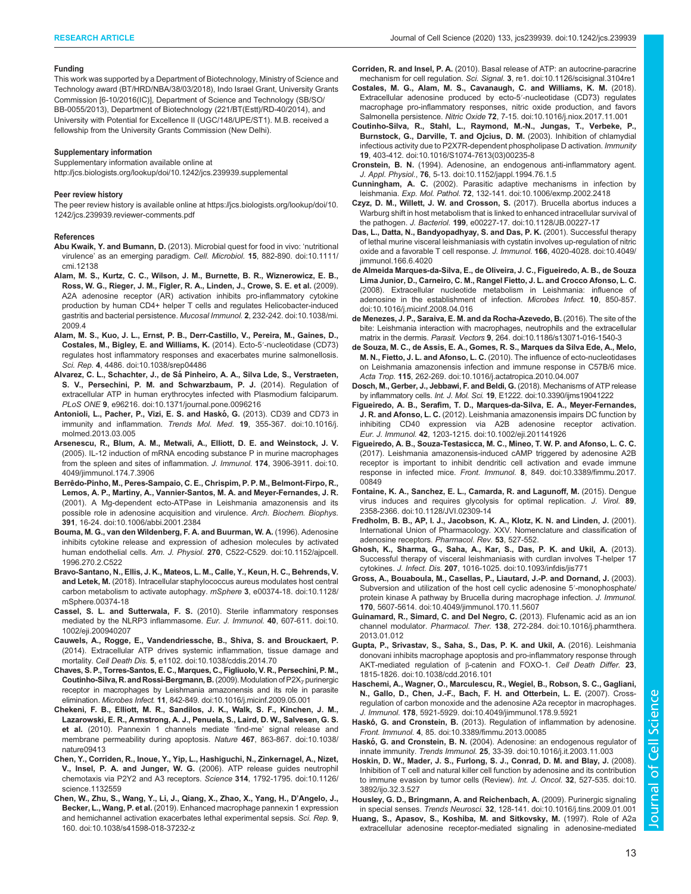### Funding

This work was supported by a Department of Biotechnology, Ministry of Science and Technology award (BT/HRD/NBA/38/03/2018), Indo Israel Grant, University Grants Commission [6-10/2016(IC)], Department of Science and Technology (SB/SO/BB-0055/2013), Department of Biotechnology (221/BT(Estt)/RD-40/2014), and University with Potential for Excellence II (UGC/148/UPE/ST1). M.B. received a fellowship from the University Grants Commission (New Delhi).

### Supplementary information

Supplementary information available online at http://jcs.biologists.org/lookup/doi/10.1242/jcs.239939.supplemental

### Peer review history

The peer review history is available online at https://jcs.biologists.org/lookup/doi/10.1242/jcs.239939.reviewer-comments.pdf

### References

**Abu Kwaik, Y. and Bumann, D.** (2013). Microbial quest for food in vivo: 'nutritional virulence' as an emerging paradigm. *Cell. Microbiol.* **15**, 882-890. doi:10.1111/cmi.12138

**Alam, M. S., Kurtz, C. C., Wilson, J. M., Burnette, B. R., Wiznerowicz, E. B., Ross, W. G., Rieger, J. M., Figler, R. A., Linden, J., Crowe, S. E. et al.** (2009). A2A adenosine receptor (AR) activation inhibits pro-inflammatory cytokine production by human CD4+ helper T cells and regulates Helicobacter-induced gastritis and bacterial persistence. *Mucosal Immunol.* **2**, 232-242. doi:10.1038/mi.2009.4

**Alam, M. S., Kuo, J. L., Ernst, P. B., Derr-Castillo, V., Pereira, M., Gaines, D., Costales, M., Bigley, E. and Williams, K.** (2014). Ecto-5′-nucleotidase (CD73) regulates host inflammatory responses and exacerbates murine salmonellosis. *Sci. Rep.* **4**, 4486. doi:10.1038/srep04486

**Alvarez, C. L., Schachter, J., de Sá Pinheiro, A. A., Silva Lde, S., Verstraeten, S. V., Persechini, P. M. and Schwarzbaum, P. J.** (2014). Regulation of extracellular ATP in human erythrocytes infected with Plasmodium falciparum. *PLoS ONE* **9**, e96216. doi:10.1371/journal.pone.0096216

**Antonioli, L., Pacher, P., Vizi, E. S. and Haskó, G.** (2013). CD39 and CD73 in immunity and inflammation. *Trends Mol. Med.* **19**, 355-367. doi:10.1016/j.molmed.2013.03.005

**Arsenescu, R., Blum, A. M., Metwali, A., Elliott, D. E. and Weinstock, J. V.** (2005). IL-12 induction of mRNA encoding substance P in murine macrophages from the spleen and sites of inflammation. *J. Immunol.* **174**, 3906-3911. doi:10.4049/jimmunol.174.7.3906

**Berrêdo-Pinho, M., Peres-Sampaio, C. E., Chrispim, P. P. M., Belmont-Firpo, R., Lemos, A. P., Martiny, A., Vannier-Santos, M. A. and Meyer-Fernandes, J. R.** (2001). A Mg-dependent ecto-ATPase in Leishmania amazonensis and its possible role in adenosine acquisition and virulence. *Arch. Biochem. Biophys.* **391**, 16-24. doi:10.1006/abbi.2001.2384

**Bouma, M. G., van den Wildenberg, F. A. and Buurman, W. A.** (1996). Adenosine inhibits cytokine release and expression of adhesion molecules by activated human endothelial cells. *Am. J. Physiol.* **270**, C522-C529. doi:10.1152/ajpcell.1996.270.2.C522

**Bravo-Santano, N., Ellis, J. K., Mateos, L. M., Calle, Y., Keun, H. C., Behrends, V. and Letek, M.** (2018). Intracellular staphylococcus aureus modulates host central carbon metabolism to activate autophagy. *mSphere* **3**, e00374-18. doi:10.1128/mSphere.00374-18

**Cassel, S. L. and Sutterwala, F. S.** (2010). Sterile inflammatory responses mediated by the NLRP3 inflammasome. *Eur. J. Immunol.* **40**, 607-611. doi:10.1002/eji.200940207

**Cauwels, A., Rogge, E., Vandendriessche, B., Shiva, S. and Brouckaert, P.** (2014). Extracellular ATP drives systemic inflammation, tissue damage and mortality. *Cell Death Dis.* **5**, e1102. doi:10.1038/cddis.2014.70

**Chaves, S. P., Torres-Santos, E. C., Marques, C., Figliuolo, V. R., Persechini, P. M., Coutinho-Silva, R. and Rossi-Bergmann, B.** (2009). Modulation of $P2X_7$ purinergic receptor in macrophages by Leishmania amazonensis and its role in parasite elimination. *Microbes Infect.* **11**, 842-849. doi:10.1016/j.micinf.2009.05.001

**Chekeni, F. B., Elliott, M. R., Sandilos, J. K., Walk, S. F., Kinchen, J. M., Lazarowski, E. R., Armstrong, A. J., Penuela, S., Laird, D. W., Salvesen, G. S. et al.** (2010). Pannexin 1 channels mediate 'find-me' signal release and membrane permeability during apoptosis. *Nature* **467**, 863-867. doi:10.1038/nature09413

**Chen, Y., Corriden, R., Inoue, Y., Yip, L., Hashiguchi, N., Zinkernagel, A., Nizet, V., Insel, P. A. and Junger, W. G.** (2006). ATP release guides neutrophil chemotaxis via P2Y2 and A3 receptors. *Science* **314**, 1792-1795. doi:10.1126/science.1132559

**Chen, W., Zhu, S., Wang, Y., Li, J., Qiang, X., Zhao, X., Yang, H., D'Angelo, J., Becker, L., Wang, P. et al.** (2019). Enhanced macrophage pannexin 1 expression and hemichannel activation exacerbates lethal experimental sepsis. *Sci. Rep.* **9**, 160. doi:10.1038/s41598-018-37232-z

**Corriden, R. and Insel, P. A.** (2010). Basal release of ATP: an autocrine-paracrine mechanism for cell regulation. *Sci. Signal.* **3**, re1. doi:10.1126/scisignal.3104re1

**Costales, M. G., Alam, M. S., Cavanaugh, C. and Williams, K. M.** (2018). Extracellular adenosine produced by ecto-5′-nucleotidase (CD73) regulates macrophage pro-inflammatory responses, nitric oxide production, and favors Salmonella persistence. *Nitric Oxide* **72**, 7-15. doi:10.1016/j.niox.2017.11.001

**Coutinho-Silva, R., Stahl, L., Raymond, M.-N., Jungas, T., Verbeke, P., Burnstock, G., Darville, T. and Ojcius, D. M.** (2003). Inhibition of chlamydial infectious activity due to P2X7R-dependent phospholipase D activation. *Immunity* **19**, 403-412. doi:10.1016/S1074-7613(03)00235-8

**Cronstein, B. N.** (1994). Adenosine, an endogenous anti-inflammatory agent. *J. Appl. Physiol.*, **76**, 5-13. doi:10.1152/jappl.1994.76.1.5

**Cunningham, A. C.** (2002). Parasitic adaptive mechanisms in infection by leishmania. *Exp. Mol. Pathol.* **72**, 132-141. doi:10.1006/exmp.2002.2418

**Czyz, D. M., Willett, J. W. and Crosson, S.** (2017). Brucella abortus induces a Warburg shift in host metabolism that is linked to enhanced intracellular survival of the pathogen. *J. Bacteriol.* **199**, e00227-17. doi:10.1128/JB.00227-17

**Das, L., Datta, N., Bandyopadhyay, S. and Das, P. K.** (2001). Successful therapy of lethal murine visceral leishmaniasis with cystatin involves up-regulation of nitric oxide and a favorable T cell response. *J. Immunol.* **166**, 4020-4028. doi:10.4049/jimmunol.166.6.4020

**de Almeida Marques-da-Silva, E., de Oliveira, J. C., Figueiredo, A. B., de Souza Lima Junior, D., Carneiro, C. M., Rangel Fietto, J. L. and Crocco Afonso, L. C.** (2008). Extracellular nucleotide metabolism in Leishmania: influence of adenosine in the establishment of infection. *Microbes Infect.* **10**, 850-857. doi:10.1016/j.micinf.2008.04.016

**de Menezes, J. P., Saraiva, E. M. and da Rocha-Azevedo, B.** (2016). The site of the bite: Leishmania interaction with macrophages, neutrophils and the extracellular matrix in the dermis. *Parasit. Vectors* **9**, 264. doi:10.1186/s13071-016-1540-3

**de Souza, M. C., de Assis, E. A., Gomes, R. S., Marques da Silva Ede, A., Melo, M. N., Fietto, J. L. and Afonso, L. C.** (2010). The influence of ecto-nucleotidases on Leishmania amazonensis infection and immune response in C57B/6 mice. *Acta Trop.* **115**, 262-269. doi:10.1016/j.actatropica.2010.04.007

**Dosch, M., Gerber, J., Jebbawi, F. and Beldi, G.** (2018). Mechanisms of ATP release by inflammatory cells. *Int. J. Mol. Sci.* **19**, E1222. doi:10.3390/ijms19041222

**Figueiredo, A. B., Serafim, T. D., Marques-da-Silva, E. A., Meyer-Fernandes, J. R. and Afonso, L. C.** (2012). Leishmania amazonensis impairs DC function by inhibiting CD40 expression via A2B adenosine receptor activation. *Eur. J. Immunol.* **42**, 1203-1215. doi:10.1002/eji.201141926

**Figueiredo, A. B., Souza-Testasicca, M. C., Mineo, T. W. P. and Afonso, L. C. C.** (2017). Leishmania amazonensis-induced cAMP triggered by adenosine A2B receptor is important to inhibit dendritic cell activation and evade immune response in infected mice. *Front. Immunol.* **8**, 849. doi:10.3389/fimmu.2017.00849

**Fontaine, K. A., Sanchez, E. L., Camarda, R. and Lagunoff, M.** (2015). Dengue virus induces and requires glycolysis for optimal replication. *J. Virol.* **89**, 2358-2366. doi:10.1128/JVI.02309-14

**Fredholm, B. B., AP, I. J., Jacobson, K. A., Klotz, K. N. and Linden, J.** (2001). International Union of Pharmacology. XXV. Nomenclature and classification of adenosine receptors. *Pharmacol. Rev.* **53**, 527-552.

**Ghosh, K., Sharma, G., Saha, A., Kar, S., Das, P. K. and Ukil, A.** (2013). Successful therapy of visceral leishmaniasis with curdlan involves T-helper 17 cytokines. *J. Infect. Dis.* **207**, 1016-1025. doi:10.1093/infdis/jis771

**Gross, A., Bouaboula, M., Casellas, P., Liautard, J.-P. and Dornand, J.** (2003). Subversion and utilization of the host cell cyclic adenosine 5′-monophosphate/protein kinase A pathway by Brucella during macrophage infection. *J. Immunol.* **170**, 5607-5614. doi:10.4049/jimmunol.170.11.5607

**Guinamard, R., Simard, C. and Del Negro, C.** (2013). Flufenamic acid as an ion channel modulator. *Pharmacol. Ther.* **138**, 272-284. doi:10.1016/j.pharmthera.2013.01.012

**Gupta, P., Srivastav, S., Saha, S., Das, P. K. and Ukil, A.** (2016). Leishmania donovani inhibits macrophage apoptosis and pro-inflammatory response through AKT-mediated regulation of β-catenin and FOXO-1. *Cell Death Differ.* **23**, 1815-1826. doi:10.1038/cdd.2016.101

**Haschemi, A., Wagner, O., Marculescu, R., Wegiel, B., Robson, S. C., Gagliani, N., Gallo, D., Chen, J.-F., Bach, F. H. and Otterbein, L. E.** (2007). Cross-regulation of carbon monoxide and the adenosine A2a receptor in macrophages. *J. Immunol.* **178**, 5921-5929. doi:10.4049/jimmunol.178.9.5921

**Haskó, G. and Cronstein, B.** (2013). Regulation of inflammation by adenosine. *Front. Immunol.* **4**, 85. doi:10.3389/fimmu.2013.00085

**Haskó, G. and Cronstein, B. N.** (2004). Adenosine: an endogenous regulator of innate immunity. *Trends Immunol.* **25**, 33-39. doi:10.1016/j.it.2003.11.003

**Hoskin, D. W., Mader, J. S., Furlong, S. J., Conrad, D. M. and Blay, J.** (2008). Inhibition of T cell and natural killer cell function by adenosine and its contribution to immune evasion by tumor cells (Review). *Int. J. Oncol.* **32**, 527-535. doi:10.3892/ijo.32.3.527

**Housley, G. D., Bringmann, A. and Reichenbach, A.** (2009). Purinergic signaling in special senses. *Trends Neurosci.* **32**, 128-141. doi:10.1016/j.tins.2009.01.001

**Huang, S., Apasov, S., Koshiba, M. and Sitkovsky, M.** (1997). Role of A2a extracellular adenosine receptor-mediated signaling in adenosine-mediated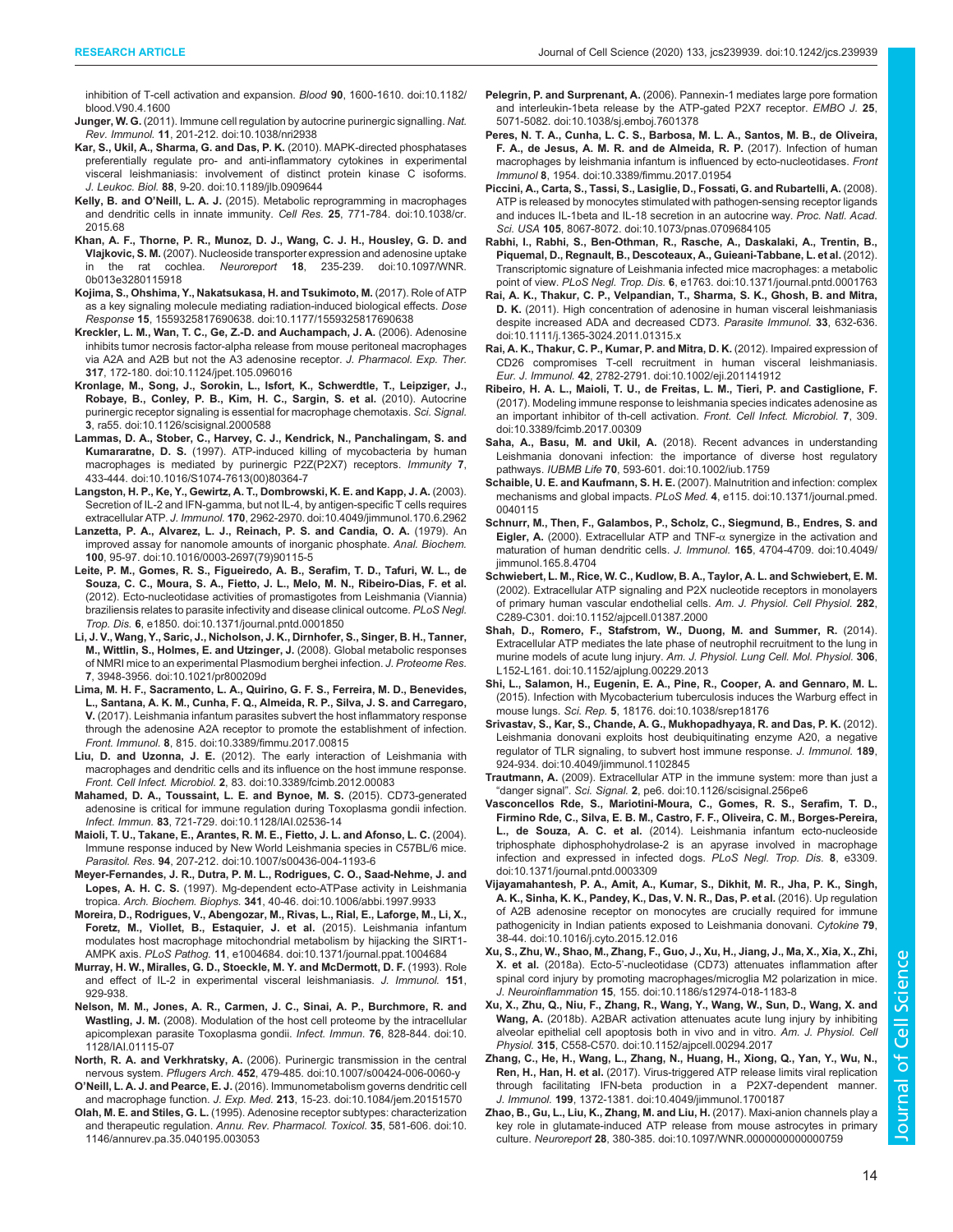inhibition of T-cell activation and expansion. *Blood* **90**, 1600-1610. doi:10.1182/blood.V90.4.1600

**Junger, W. G.** (2011). Immune cell regulation by autocrine purinergic signalling. *Nat. Rev. Immunol.* **11**, 201-212. doi:10.1038/nri2938

**Kar, S., Ukil, A., Sharma, G. and Das, P. K.** (2010). MAPK-directed phosphatases preferentially regulate pro- and anti-inflammatory cytokines in experimental visceral leishmaniasis: involvement of distinct protein kinase C isoforms. *J. Leukoc. Biol.* **88**, 9-20. doi:10.1189/jlb.0909644

**Kelly, B. and O'Neill, L. A. J.** (2015). Metabolic reprogramming in macrophages and dendritic cells in innate immunity. *Cell Res.* **25**, 771-784. doi:10.1038/cr.2015.68

**Khan, A. F., Thorne, P. R., Munoz, D. J., Wang, C. J. H., Housley, G. D. and Vlajkovic, S. M.** (2007). Nucleoside transporter expression and adenosine uptake in the rat cochlea. *Neuroreport* **18**, 235-239. doi:10.1097/WNR.0b013e3280115918

**Kojima, S., Ohshima, Y., Nakatsukasa, H. and Tsukimoto, M.** (2017). Role of ATP as a key signaling molecule mediating radiation-induced biological effects. *Dose Response* **15**, 1559325817690638. doi:10.1177/1559325817690638

**Kreckler, L. M., Wan, T. C., Ge, Z.-D. and Auchampach, J. A.** (2006). Adenosine inhibits tumor necrosis factor-alpha release from mouse peritoneal macrophages via A2A and A2B but not the A3 adenosine receptor. *J. Pharmacol. Exp. Ther.* **317**, 172-180. doi:10.1124/jpet.105.096016

**Kronlage, M., Song, J., Sorokin, L., Isfort, K., Schwerdtle, T., Leipziger, J., Robaye, B., Conley, P. B., Kim, H. C., Sargin, S. et al.** (2010). Autocrine purinergic receptor signaling is essential for macrophage chemotaxis. *Sci. Signal.* **3**, ra55. doi:10.1126/scisignal.2000588

**Lammas, D. A., Stober, C., Harvey, C. J., Kendrick, N., Panchalingam, S. and Kumararatne, D. S.** (1997). ATP-induced killing of mycobacteria by human macrophages is mediated by purinergic P2Z(P2X7) receptors. *Immunity* **7**, 433-444. doi:10.1016/S1074-7613(00)80364-7

**Langston, H. P., Ke, Y., Gewirtz, A. T., Dombrowski, K. E. and Kapp, J. A.** (2003). Secretion of IL-2 and IFN-gamma, but not IL-4, by antigen-specific T cells requires extracellular ATP. *J. Immunol.* **170**, 2962-2970. doi:10.4049/jimmunol.170.6.2962

**Lanzetta, P. A., Alvarez, L. J., Reinach, P. S. and Candia, O. A.** (1979). An improved assay for nanomole amounts of inorganic phosphate. *Anal. Biochem.* **100**, 95-97. doi:10.1016/0003-2697(79)90115-5

**Leite, P. M., Gomes, R. S., Figueiredo, A. B., Serafim, T. D., Tafuri, W. L., de Souza, C. C., Moura, S. A., Fietto, J. L., Melo, M. N., Ribeiro-Dias, F. et al.** (2012). Ecto-nucleotidase activities of promastigotes from Leishmania (Viannia) braziliensis relates to parasite infectivity and disease clinical outcome. *PLoS Negl. Trop. Dis.* **6**, e1850. doi:10.1371/journal.pntd.0001850

**Li, J. V., Wang, Y., Saric, J., Nicholson, J. K., Dirnhofer, S., Singer, B. H., Tanner, M., Wittlin, S., Holmes, E. and Utzinger, J.** (2008). Global metabolic responses of NMRI mice to an experimental Plasmodium berghei infection. *J. Proteome Res.* **7**, 3948-3956. doi:10.1021/pr800209d

**Lima, M. H. F., Sacramento, L. A., Quirino, G. F. S., Ferreira, M. D., Benevides, L., Santana, A. K. M., Cunha, F. Q., Almeida, R. P., Silva, J. S. and Carregaro, V.** (2017). Leishmania infantum parasites subvert the host inflammatory response through the adenosine A2A receptor to promote the establishment of infection. *Front. Immunol.* **8**, 815. doi:10.3389/fimmu.2017.00815

**Liu, D. and Uzonna, J. E.** (2012). The early interaction of Leishmania with macrophages and dendritic cells and its influence on the host immune response. *Front. Cell Infect. Microbiol.* **2**, 83. doi:10.3389/fcimb.2012.00083

**Mahamed, D. A., Toussaint, L. E. and Bynoe, M. S.** (2015). CD73-generated adenosine is critical for immune regulation during Toxoplasma gondii infection. *Infect. Immun.* **83**, 721-729. doi:10.1128/IAI.02536-14

**Maioli, T. U., Takane, E., Arantes, R. M. E., Fietto, J. L. and Afonso, L. C.** (2004). Immune response induced by New World Leishmania species in C57BL/6 mice. *Parasitol. Res.* **94**, 207-212. doi:10.1007/s00436-004-1193-6

**Meyer-Fernandes, J. R., Dutra, P. M. L., Rodrigues, C. O., Saad-Nehme, J. and Lopes, A. H. C. S.** (1997). Mg-dependent ecto-ATPase activity in Leishmania tropica. *Arch. Biochem. Biophys.* **341**, 40-46. doi:10.1006/abbi.1997.9933

**Moreira, D., Rodrigues, V., Abengozar, M., Rivas, L., Rial, E., Laforge, M., Li, X., Foretz, M., Viollet, B., Estaquier, J. et al.** (2015). Leishmania infantum modulates host macrophage mitochondrial metabolism by hijacking the SIRT1-AMPK axis. *PLoS Pathog.* **11**, e1004684. doi:10.1371/journal.ppat.1004684

**Murray, H. W., Miralles, G. D., Stoeckle, M. Y. and McDermott, D. F.** (1993). Role and effect of IL-2 in experimental visceral leishmaniasis. *J. Immunol.* **151**, 929-938.

**Nelson, M. M., Jones, A. R., Carmen, J. C., Sinai, A. P., Burchmore, R. and Wastling, J. M.** (2008). Modulation of the host cell proteome by the intracellular apicomplexan parasite Toxoplasma gondii. *Infect. Immun.* **76**, 828-844. doi:10.1128/IAI.01115-07

**North, R. A. and Verkhratsky, A.** (2006). Purinergic transmission in the central nervous system. *Pflugers Arch.* **452**, 479-485. doi:10.1007/s00424-006-0060-y

**O'Neill, L. A. J. and Pearce, E. J.** (2016). Immunometabolism governs dendritic cell and macrophage function. *J. Exp. Med.* **213**, 15-23. doi:10.1084/jem.20151570

**Olah, M. E. and Stiles, G. L.** (1995). Adenosine receptor subtypes: characterization and therapeutic regulation. *Annu. Rev. Pharmacol. Toxicol.* **35**, 581-606. doi:10.1146/annurev.pa.35.040195.003053

**Pelegrin, P. and Surprenant, A.** (2006). Pannexin-1 mediates large pore formation and interleukin-1beta release by the ATP-gated P2X7 receptor. *EMBO J.* **25**, 5071-5082. doi:10.1038/sj.emboj.7601378

**Peres, N. T. A., Cunha, L. C. S., Barbosa, M. L. A., Santos, M. B., de Oliveira, F. A., de Jesus, A. M. R. and de Almeida, R. P.** (2017). Infection of human macrophages by leishmania infantum is influenced by ecto-nucleotidases. *Front Immunol* **8**, 1954. doi:10.3389/fimmu.2017.01954

**Piccini, A., Carta, S., Tassi, S., Lasiglie, D., Fossati, G. and Rubartelli, A.** (2008). ATP is released by monocytes stimulated with pathogen-sensing receptor ligands and induces IL-1beta and IL-18 secretion in an autocrine way. *Proc. Natl. Acad. Sci. USA* **105**, 8067-8072. doi:10.1073/pnas.0709684105

**Rabhi, I., Rabhi, S., Ben-Othman, R., Rasche, A., Daskalaki, A., Trentin, B., Piquemal, D., Regnault, B., Descoteaux, A., Guizani-Tabbane, L. et al.** (2012). Transcriptomic signature of Leishmania infected mice macrophages: a metabolic point of view. *PLoS Negl. Trop. Dis.* **6**, e1763. doi:10.1371/journal.pntd.0001763

**Rai, A. K., Thakur, C. P., Velpandian, T., Sharma, S. K., Ghosh, B. and Mitra, D. K.** (2011). High concentration of adenosine in human visceral leishmaniasis despite increased ADA and decreased CD73. *Parasite Immunol.* **33**, 632-636. doi:10.1111/j.1365-3024.2011.01315.x

**Rai, A. K., Thakur, C. P., Kumar, P. and Mitra, D. K.** (2012). Impaired expression of CD26 compromises T-cell recruitment in human visceral leishmaniasis. *Eur. J. Immunol.* **42**, 2782-2791. doi:10.1002/eji.201141912

**Ribeiro, H. A. L., Maioli, T. U., de Freitas, L. M., Tieri, P. and Castiglione, F.** (2017). Modeling immune response to leishmania species indicates adenosine as an important inhibitor of th-cell activation. *Front. Cell Infect. Microbiol.* **7**, 309. doi:10.3389/fcimb.2017.00309

**Saha, A., Basu, M. and Ukil, A.** (2018). Recent advances in understanding Leishmania donovani infection: the importance of diverse host regulatory pathways. *IUBMB Life* **70**, 593-601. doi:10.1002/iub.1759

**Schaible, U. E. and Kaufmann, S. H. E.** (2007). Malnutrition and infection: complex mechanisms and global impacts. *PLoS Med.* **4**, e115. doi:10.1371/journal.pmed.0040115

**Schnurr, M., Then, F., Galambos, P., Scholz, C., Siegmund, B., Endres, S. and Eigler, A.** (2000). Extracellular ATP and TNF-α synergize in the activation and maturation of human dendritic cells. *J. Immunol.* **165**, 4704-4709. doi:10.4049/jimmunol.165.8.4704

**Schwiebert, L. M., Rice, W. C., Kudlow, B. A., Taylor, A. L. and Schwiebert, E. M.** (2002). Extracellular ATP signaling and P2X nucleotide receptors in monolayers of primary human vascular endothelial cells. *Am. J. Physiol. Cell Physiol.* **282**, C289-C301. doi:10.1152/ajpcell.01387.2000

**Shah, D., Romero, F., Stafstrom, W., Duong, M. and Summer, R.** (2014). Extracellular ATP mediates the late phase of neutrophil recruitment to the lung in murine models of acute lung injury. *Am. J. Physiol. Lung Cell. Mol. Physiol.* **306**, L152-L161. doi:10.1152/ajplung.00229.2013

**Shi, L., Salamon, H., Eugenin, E. A., Pine, R., Cooper, A. and Gennaro, M. L.** (2015). Infection with Mycobacterium tuberculosis induces the Warburg effect in mouse lungs. *Sci. Rep.* **5**, 18176. doi:10.1038/srep18176

**Srivastav, S., Kar, S., Chande, A. G., Mukhopadhyaya, R. and Das, P. K.** (2012). Leishmania donovani exploits host deubiquitinating enzyme A20, a negative regulator of TLR signaling, to subvert host immune response. *J. Immunol.* **189**, 924-934. doi:10.4049/jimmunol.1102845

**Trautmann, A.** (2009). Extracellular ATP in the immune system: more than just a "danger signal". *Sci. Signal.* **2**, pe6. doi:10.1126/scisignal.256pe6

**Vasconcellos Rde, S., Mariotini-Moura, C., Gomes, R. S., Serafim, T. D., Firmino Rde, C., Silva, E. B. M., Castro, F. F., Oliveira, C. M., Borges-Pereira, L., de Souza, A. C. et al.** (2014). Leishmania infantum ecto-nucleoside triphosphate diphosphohydrolase-2 is an apyrase involved in macrophage infection and expressed in infected dogs. *PLoS Negl. Trop. Dis.* **8**, e3309. doi:10.1371/journal.pntd.0003309

**Vijayamahantesh, P. A., Amit, A., Kumar, S., Dikhit, M. R., Jha, P. K., Singh, A. K., Sinha, K. K., Pandey, K., Das, V. N. R., Das, P. et al.** (2016). Up regulation of A2B adenosine receptor on monocytes are crucially required for immune pathogenicity in Indian patients exposed to Leishmania donovani. *Cytokine* **79**, 38-44. doi:10.1016/j.cyto.2015.12.016

**Xu, S., Zhu, W., Shao, M., Zhang, F., Guo, J., Xu, H., Jiang, J., Ma, X., Xia, X., Zhi, X. et al.** (2018a). Ecto-5'-nucleotidase (CD73) attenuates inflammation after spinal cord injury by promoting macrophages/microglia M2 polarization in mice. *J. Neuroinflammation* **15**, 155. doi:10.1186/s12974-018-1183-8

**Xu, X., Zhu, Q., Niu, F., Zhang, R., Wang, Y., Wang, W., Sun, D., Wang, X. and Wang, A.** (2018b). A2BAR activation attenuates acute lung injury by inhibiting alveolar epithelial cell apoptosis both in vivo and in vitro. *Am. J. Physiol. Cell Physiol.* **315**, C558-C570. doi:10.1152/ajpcell.00294.2017

**Zhang, C., He, H., Wang, L., Zhang, N., Huang, H., Xiong, Q., Yan, Y., Wu, N., Ren, H., Han, H. et al.** (2017). Virus-triggered ATP release limits viral replication through facilitating IFN-beta production in a P2X7-dependent manner. *J. Immunol.* **199**, 1372-1381. doi:10.4049/jimmunol.1700187

**Zhao, B., Gu, L., Liu, K., Zhang, M. and Liu, H.** (2017). Maxi-anion channels play a key role in glutamate-induced ATP release from mouse astrocytes in primary culture. *Neuroreport* **28**, 380-385. doi:10.1097/WNR.0000000000000759